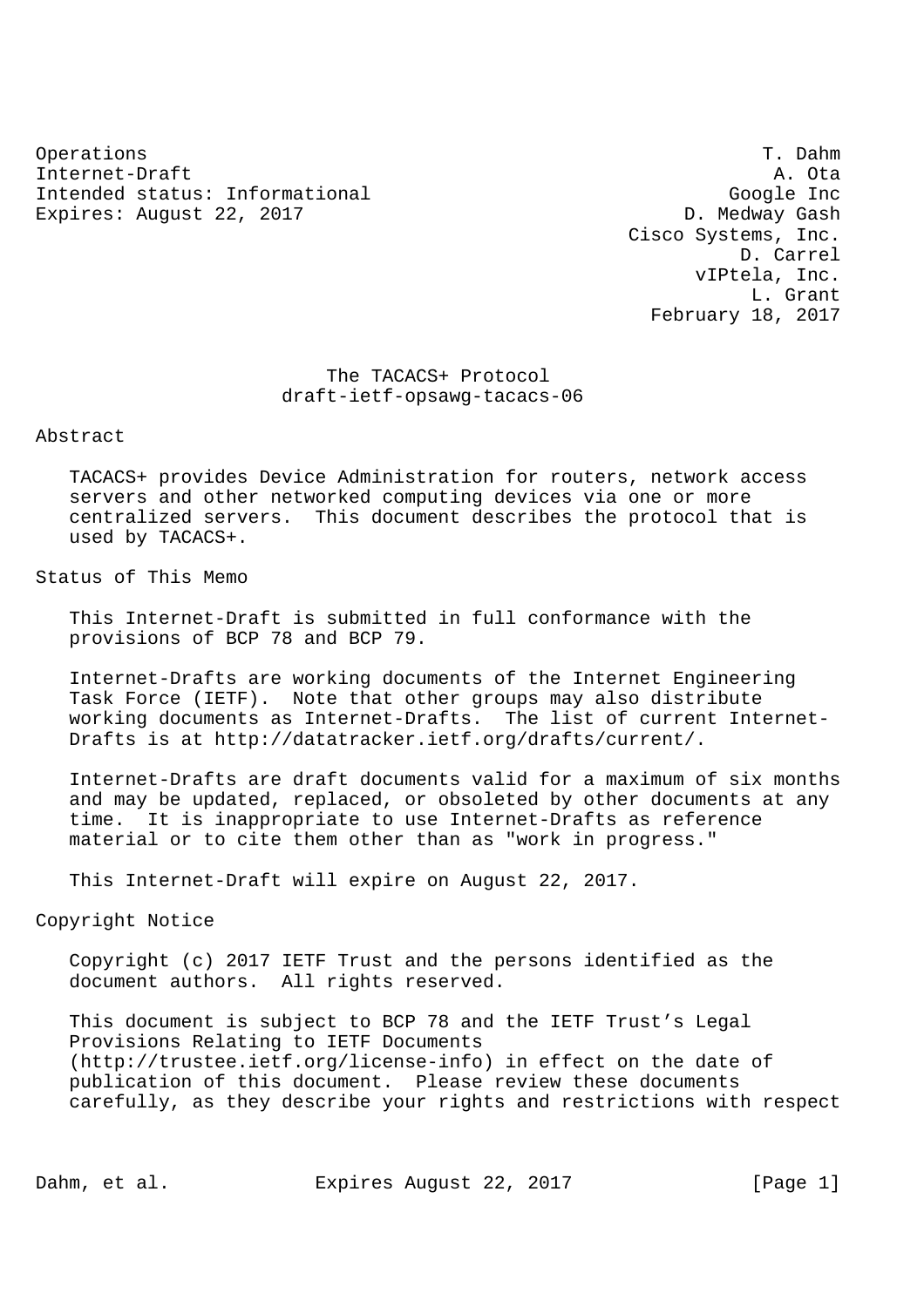Operations — T. Dahm
Internet-Draft — A. Ota
Intended status: Informational — Google Inc
Expires: August 22, 2017 — D. Medway Gash
Cisco Systems, Inc.
D. Carrel
vIPtela, Inc.
L. Grant
February 18, 2017

# The TACACS+ Protocol
## draft-ietf-opsawg-tacacs-06

## Abstract

TACACS+ provides Device Administration for routers, network access servers and other networked computing devices via one or more centralized servers. This document describes the protocol that is used by TACACS+.

## Status of This Memo

This Internet-Draft is submitted in full conformance with the provisions of BCP 78 and BCP 79.

Internet-Drafts are working documents of the Internet Engineering Task Force (IETF). Note that other groups may also distribute working documents as Internet-Drafts. The list of current Internet-Drafts is at http://datatracker.ietf.org/drafts/current/.

Internet-Drafts are draft documents valid for a maximum of six months and may be updated, replaced, or obsoleted by other documents at any time. It is inappropriate to use Internet-Drafts as reference material or to cite them other than as "work in progress."

This Internet-Draft will expire on August 22, 2017.

## Copyright Notice

Copyright (c) 2017 IETF Trust and the persons identified as the document authors. All rights reserved.

This document is subject to BCP 78 and the IETF Trust's Legal Provisions Relating to IETF Documents (http://trustee.ietf.org/license-info) in effect on the date of publication of this document. Please review these documents carefully, as they describe your rights and restrictions with respect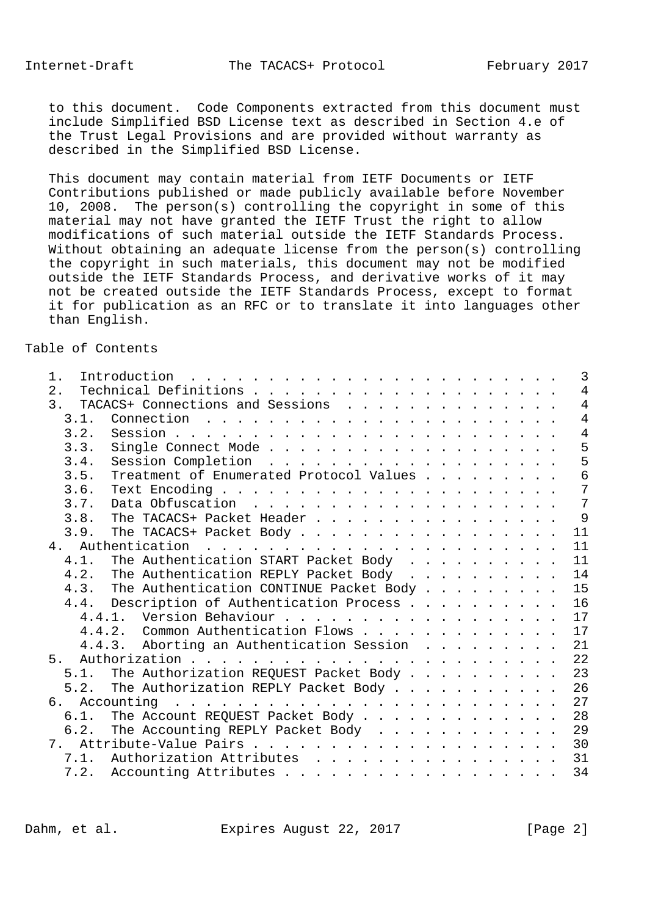to this document. Code Components extracted from this document must include Simplified BSD License text as described in Section 4.e of the Trust Legal Provisions and are provided without warranty as described in the Simplified BSD License.

This document may contain material from IETF Documents or IETF Contributions published or made publicly available before November 10, 2008. The person(s) controlling the copyright in some of this material may not have granted the IETF Trust the right to allow modifications of such material outside the IETF Standards Process. Without obtaining an adequate license from the person(s) controlling the copyright in such materials, this document may not be modified outside the IETF Standards Process, and derivative works of it may not be created outside the IETF Standards Process, except to format it for publication as an RFC or to translate it into languages other than English.

## Table of Contents

```
   1.  Introduction  . . . . . . . . . . . . . . . . . . . . . . . .   3
   2.  Technical Definitions . . . . . . . . . . . . . . . . . . . .   4
   3.  TACACS+ Connections and Sessions  . . . . . . . . . . . . . .   4
     3.1.  Connection  . . . . . . . . . . . . . . . . . . . . . . .   4
     3.2.  Session . . . . . . . . . . . . . . . . . . . . . . . . .   4
     3.3.  Single Connect Mode . . . . . . . . . . . . . . . . . . .   5
     3.4.  Session Completion  . . . . . . . . . . . . . . . . . . .   5
     3.5.  Treatment of Enumerated Protocol Values . . . . . . . . .   6
     3.6.  Text Encoding . . . . . . . . . . . . . . . . . . . . . .   7
     3.7.  Data Obfuscation  . . . . . . . . . . . . . . . . . . . .   7
     3.8.  The TACACS+ Packet Header . . . . . . . . . . . . . . . .   9
     3.9.  The TACACS+ Packet Body . . . . . . . . . . . . . . . . .  11
   4.  Authentication  . . . . . . . . . . . . . . . . . . . . . . .  11
     4.1.  The Authentication START Packet Body  . . . . . . . . . .  11
     4.2.  The Authentication REPLY Packet Body  . . . . . . . . . .  14
     4.3.  The Authentication CONTINUE Packet Body . . . . . . . . .  15
     4.4.  Description of Authentication Process . . . . . . . . . .  16
       4.4.1.  Version Behaviour . . . . . . . . . . . . . . . . . .  17
       4.4.2.  Common Authentication Flows . . . . . . . . . . . . .  17
       4.4.3.  Aborting an Authentication Session  . . . . . . . . .  21
   5.  Authorization . . . . . . . . . . . . . . . . . . . . . . . .  22
     5.1.  The Authorization REQUEST Packet Body . . . . . . . . . .  23
     5.2.  The Authorization REPLY Packet Body . . . . . . . . . . .  26
   6.  Accounting  . . . . . . . . . . . . . . . . . . . . . . . . .  27
     6.1.  The Account REQUEST Packet Body . . . . . . . . . . . . .  28
     6.2.  The Accounting REPLY Packet Body  . . . . . . . . . . . .  29
   7.  Attribute-Value Pairs . . . . . . . . . . . . . . . . . . . .  30
     7.1.  Authorization Attributes  . . . . . . . . . . . . . . . .  31
     7.2.  Accounting Attributes . . . . . . . . . . . . . . . . . .  34
```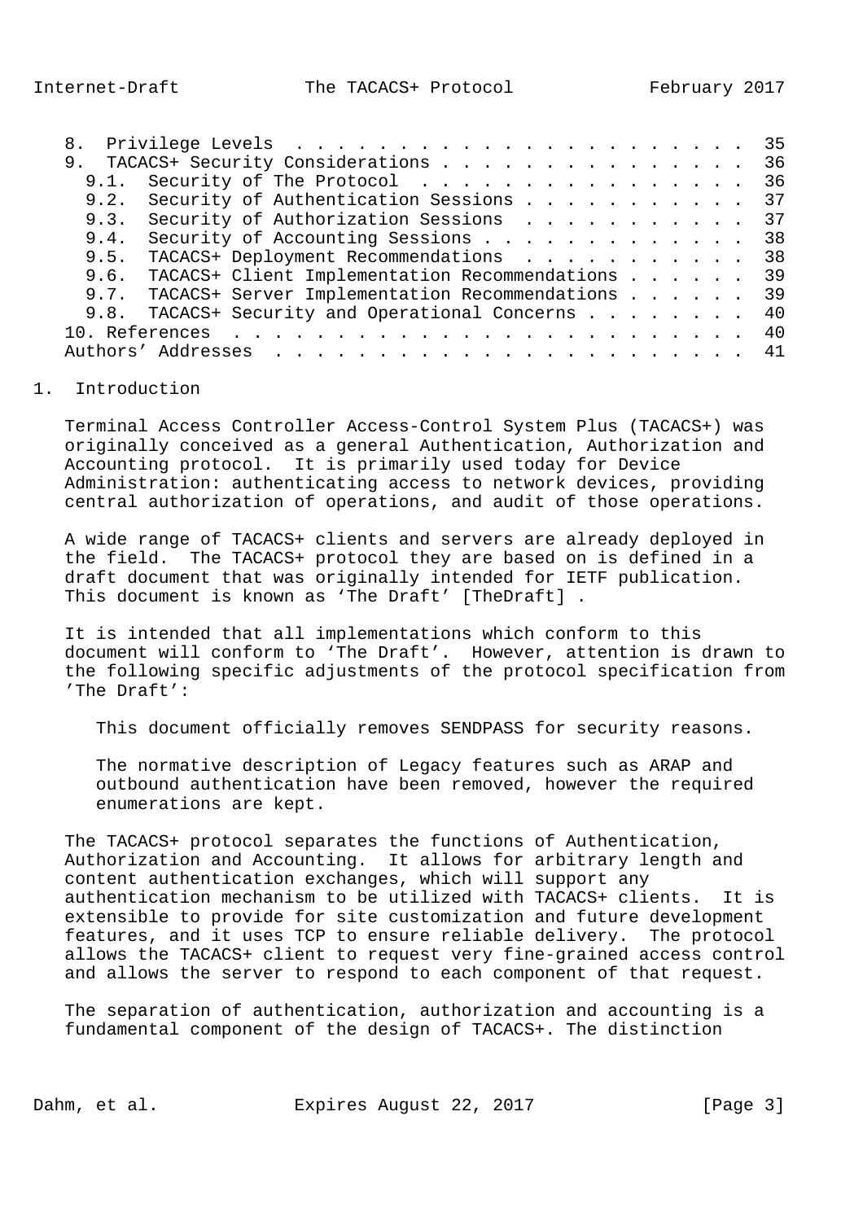8. Privilege Levels . . . . . . . . . . . . . . . . . . . . . . 35
9. TACACS+ Security Considerations . . . . . . . . . . . . . . . 36
   9.1. Security of The Protocol . . . . . . . . . . . . . . . . 36
   9.2. Security of Authentication Sessions . . . . . . . . . . . 37
   9.3. Security of Authorization Sessions . . . . . . . . . . . 37
   9.4. Security of Accounting Sessions . . . . . . . . . . . . . 38
   9.5. TACACS+ Deployment Recommendations . . . . . . . . . . . 38
   9.6. TACACS+ Client Implementation Recommendations . . . . . . 39
   9.7. TACACS+ Server Implementation Recommendations . . . . . . 39
   9.8. TACACS+ Security and Operational Concerns . . . . . . . . 40
10. References . . . . . . . . . . . . . . . . . . . . . . . . . 40
Authors' Addresses . . . . . . . . . . . . . . . . . . . . . . . 41

# 1. Introduction

Terminal Access Controller Access-Control System Plus (TACACS+) was originally conceived as a general Authentication, Authorization and Accounting protocol. It is primarily used today for Device Administration: authenticating access to network devices, providing central authorization of operations, and audit of those operations.

A wide range of TACACS+ clients and servers are already deployed in the field. The TACACS+ protocol they are based on is defined in a draft document that was originally intended for IETF publication. This document is known as 'The Draft' [TheDraft] .

It is intended that all implementations which conform to this document will conform to 'The Draft'. However, attention is drawn to the following specific adjustments of the protocol specification from 'The Draft':

> This document officially removes SENDPASS for security reasons.
>
> The normative description of Legacy features such as ARAP and outbound authentication have been removed, however the required enumerations are kept.

The TACACS+ protocol separates the functions of Authentication, Authorization and Accounting. It allows for arbitrary length and content authentication exchanges, which will support any authentication mechanism to be utilized with TACACS+ clients. It is extensible to provide for site customization and future development features, and it uses TCP to ensure reliable delivery. The protocol allows the TACACS+ client to request very fine-grained access control and allows the server to respond to each component of that request.

The separation of authentication, authorization and accounting is a fundamental component of the design of TACACS+. The distinction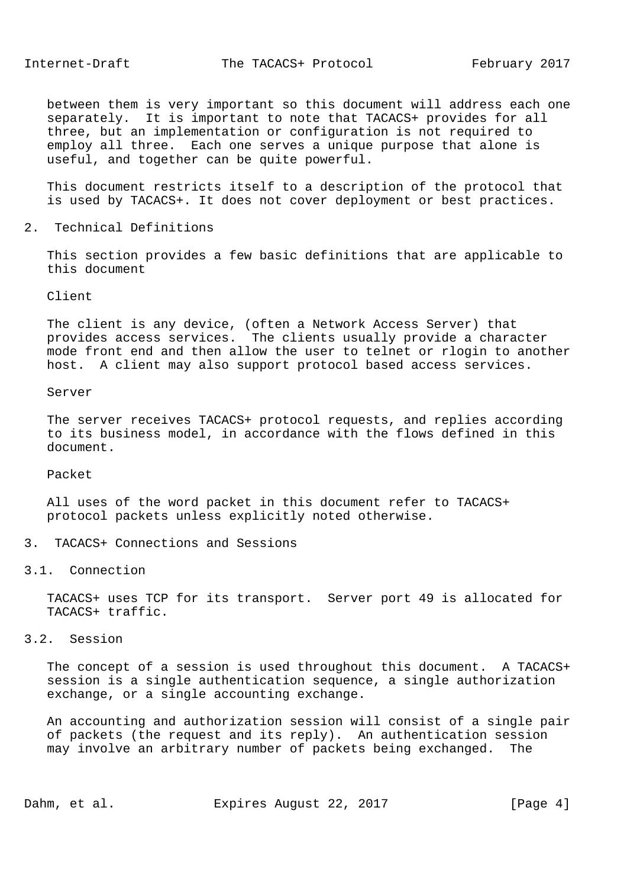between them is very important so this document will address each one separately. It is important to note that TACACS+ provides for all three, but an implementation or configuration is not required to employ all three. Each one serves a unique purpose that alone is useful, and together can be quite powerful.

This document restricts itself to a description of the protocol that is used by TACACS+. It does not cover deployment or best practices.

## 2. Technical Definitions

This section provides a few basic definitions that are applicable to this document

Client

The client is any device, (often a Network Access Server) that provides access services. The clients usually provide a character mode front end and then allow the user to telnet or rlogin to another host. A client may also support protocol based access services.

Server

The server receives TACACS+ protocol requests, and replies according to its business model, in accordance with the flows defined in this document.

Packet

All uses of the word packet in this document refer to TACACS+ protocol packets unless explicitly noted otherwise.

## 3. TACACS+ Connections and Sessions

### 3.1. Connection

TACACS+ uses TCP for its transport. Server port 49 is allocated for TACACS+ traffic.

### 3.2. Session

The concept of a session is used throughout this document. A TACACS+ session is a single authentication sequence, a single authorization exchange, or a single accounting exchange.

An accounting and authorization session will consist of a single pair of packets (the request and its reply). An authentication session may involve an arbitrary number of packets being exchanged. The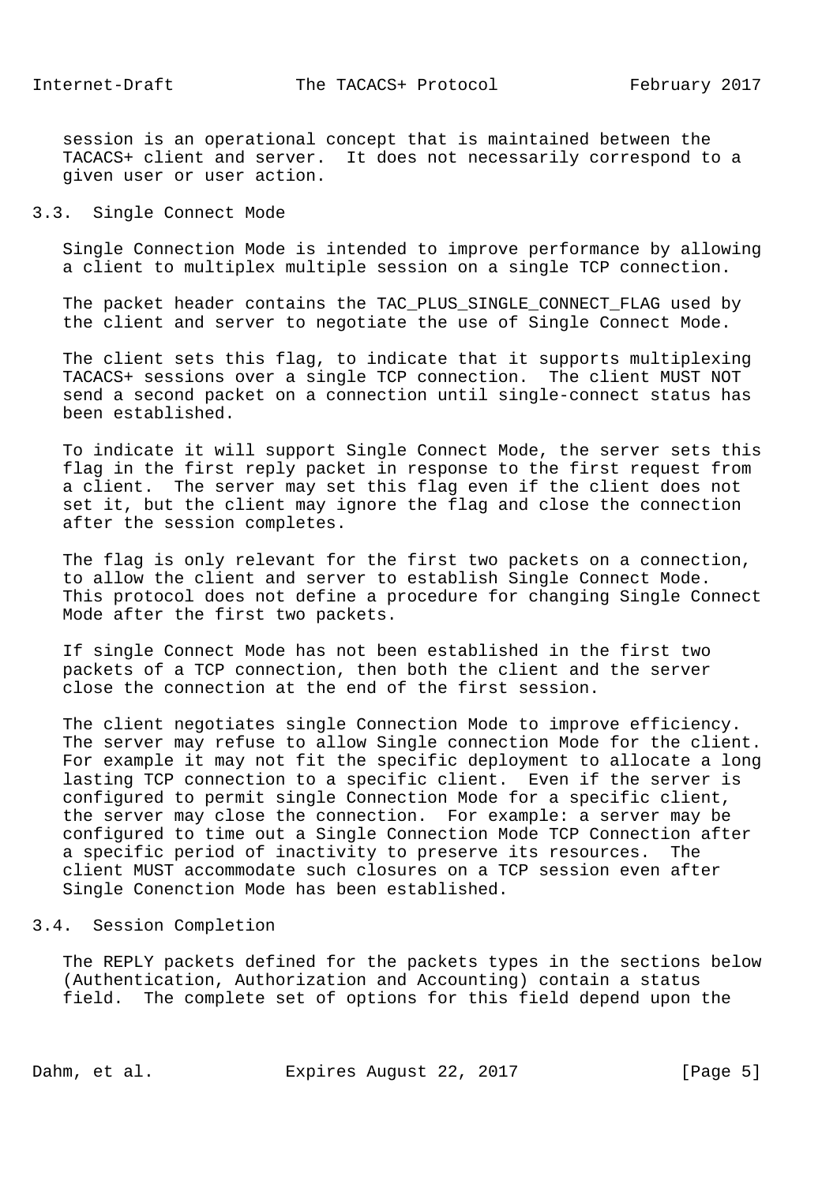session is an operational concept that is maintained between the TACACS+ client and server. It does not necessarily correspond to a given user or user action.

## 3.3. Single Connect Mode

Single Connection Mode is intended to improve performance by allowing a client to multiplex multiple session on a single TCP connection.

The packet header contains the TAC_PLUS_SINGLE_CONNECT_FLAG used by the client and server to negotiate the use of Single Connect Mode.

The client sets this flag, to indicate that it supports multiplexing TACACS+ sessions over a single TCP connection. The client MUST NOT send a second packet on a connection until single-connect status has been established.

To indicate it will support Single Connect Mode, the server sets this flag in the first reply packet in response to the first request from a client. The server may set this flag even if the client does not set it, but the client may ignore the flag and close the connection after the session completes.

The flag is only relevant for the first two packets on a connection, to allow the client and server to establish Single Connect Mode. This protocol does not define a procedure for changing Single Connect Mode after the first two packets.

If single Connect Mode has not been established in the first two packets of a TCP connection, then both the client and the server close the connection at the end of the first session.

The client negotiates single Connection Mode to improve efficiency. The server may refuse to allow Single connection Mode for the client. For example it may not fit the specific deployment to allocate a long lasting TCP connection to a specific client. Even if the server is configured to permit single Connection Mode for a specific client, the server may close the connection. For example: a server may be configured to time out a Single Connection Mode TCP Connection after a specific period of inactivity to preserve its resources. The client MUST accommodate such closures on a TCP session even after Single Conenction Mode has been established.

## 3.4. Session Completion

The REPLY packets defined for the packets types in the sections below (Authentication, Authorization and Accounting) contain a status field. The complete set of options for this field depend upon the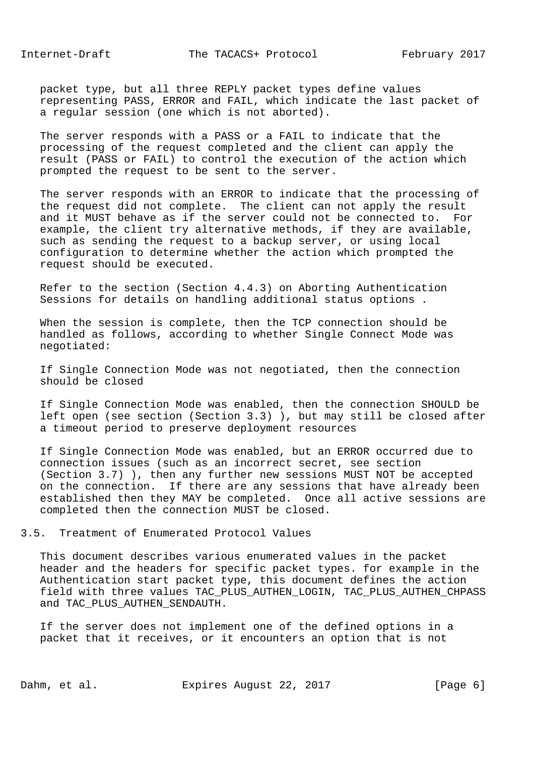packet type, but all three REPLY packet types define values representing PASS, ERROR and FAIL, which indicate the last packet of a regular session (one which is not aborted).

The server responds with a PASS or a FAIL to indicate that the processing of the request completed and the client can apply the result (PASS or FAIL) to control the execution of the action which prompted the request to be sent to the server.

The server responds with an ERROR to indicate that the processing of the request did not complete. The client can not apply the result and it MUST behave as if the server could not be connected to. For example, the client try alternative methods, if they are available, such as sending the request to a backup server, or using local configuration to determine whether the action which prompted the request should be executed.

Refer to the section (Section 4.4.3) on Aborting Authentication Sessions for details on handling additional status options .

When the session is complete, then the TCP connection should be handled as follows, according to whether Single Connect Mode was negotiated:

If Single Connection Mode was not negotiated, then the connection should be closed

If Single Connection Mode was enabled, then the connection SHOULD be left open (see section (Section 3.3) ), but may still be closed after a timeout period to preserve deployment resources

If Single Connection Mode was enabled, but an ERROR occurred due to connection issues (such as an incorrect secret, see section (Section 3.7) ), then any further new sessions MUST NOT be accepted on the connection. If there are any sessions that have already been established then they MAY be completed. Once all active sessions are completed then the connection MUST be closed.

## 3.5. Treatment of Enumerated Protocol Values

This document describes various enumerated values in the packet header and the headers for specific packet types. for example in the Authentication start packet type, this document defines the action field with three values TAC_PLUS_AUTHEN_LOGIN, TAC_PLUS_AUTHEN_CHPASS and TAC_PLUS_AUTHEN_SENDAUTH.

If the server does not implement one of the defined options in a packet that it receives, or it encounters an option that is not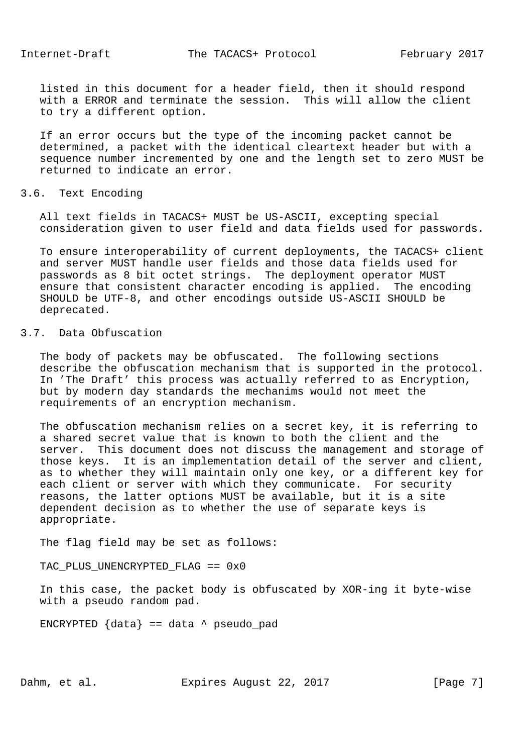listed in this document for a header field, then it should respond with a ERROR and terminate the session. This will allow the client to try a different option.

If an error occurs but the type of the incoming packet cannot be determined, a packet with the identical cleartext header but with a sequence number incremented by one and the length set to zero MUST be returned to indicate an error.

## 3.6. Text Encoding

All text fields in TACACS+ MUST be US-ASCII, excepting special consideration given to user field and data fields used for passwords.

To ensure interoperability of current deployments, the TACACS+ client and server MUST handle user fields and those data fields used for passwords as 8 bit octet strings. The deployment operator MUST ensure that consistent character encoding is applied. The encoding SHOULD be UTF-8, and other encodings outside US-ASCII SHOULD be deprecated.

## 3.7. Data Obfuscation

The body of packets may be obfuscated. The following sections describe the obfuscation mechanism that is supported in the protocol. In 'The Draft' this process was actually referred to as Encryption, but by modern day standards the mechanims would not meet the requirements of an encryption mechanism.

The obfuscation mechanism relies on a secret key, it is referring to a shared secret value that is known to both the client and the server. This document does not discuss the management and storage of those keys. It is an implementation detail of the server and client, as to whether they will maintain only one key, or a different key for each client or server with which they communicate. For security reasons, the latter options MUST be available, but it is a site dependent decision as to whether the use of separate keys is appropriate.

The flag field may be set as follows:

```
TAC_PLUS_UNENCRYPTED_FLAG == 0x0
```

In this case, the packet body is obfuscated by XOR-ing it byte-wise with a pseudo random pad.

```
ENCRYPTED {data} == data ^ pseudo_pad
```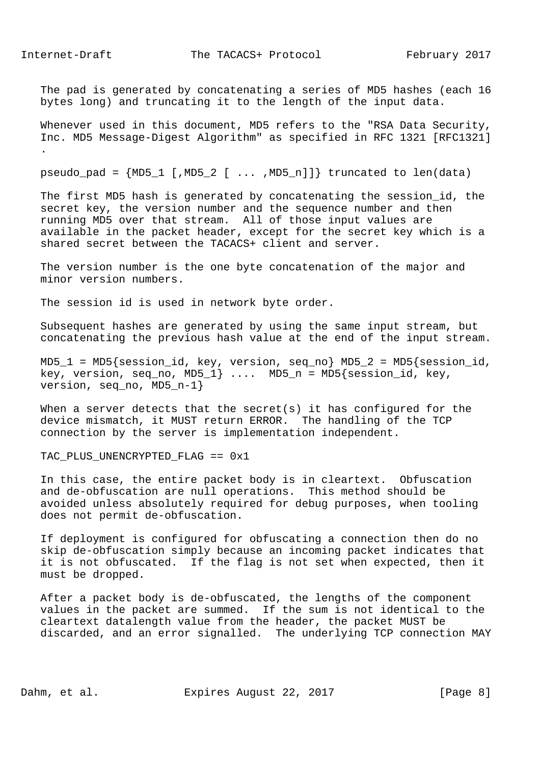The pad is generated by concatenating a series of MD5 hashes (each 16 bytes long) and truncating it to the length of the input data.

Whenever used in this document, MD5 refers to the "RSA Data Security, Inc. MD5 Message-Digest Algorithm" as specified in RFC 1321 [RFC1321] .

pseudo_pad = {MD5_1 [,MD5_2 [ ... ,MD5_n]]} truncated to len(data)

The first MD5 hash is generated by concatenating the session_id, the secret key, the version number and the sequence number and then running MD5 over that stream. All of those input values are available in the packet header, except for the secret key which is a shared secret between the TACACS+ client and server.

The version number is the one byte concatenation of the major and minor version numbers.

The session id is used in network byte order.

Subsequent hashes are generated by using the same input stream, but concatenating the previous hash value at the end of the input stream.

MD5_1 = MD5{session_id, key, version, seq_no} MD5_2 = MD5{session_id, key, version, seq_no, MD5_1} .... MD5_n = MD5{session_id, key, version, seq_no, MD5_n-1}

When a server detects that the secret(s) it has configured for the device mismatch, it MUST return ERROR. The handling of the TCP connection by the server is implementation independent.

TAC_PLUS_UNENCRYPTED_FLAG == 0x1

In this case, the entire packet body is in cleartext. Obfuscation and de-obfuscation are null operations. This method should be avoided unless absolutely required for debug purposes, when tooling does not permit de-obfuscation.

If deployment is configured for obfuscating a connection then do no skip de-obfuscation simply because an incoming packet indicates that it is not obfuscated. If the flag is not set when expected, then it must be dropped.

After a packet body is de-obfuscated, the lengths of the component values in the packet are summed. If the sum is not identical to the cleartext datalength value from the header, the packet MUST be discarded, and an error signalled. The underlying TCP connection MAY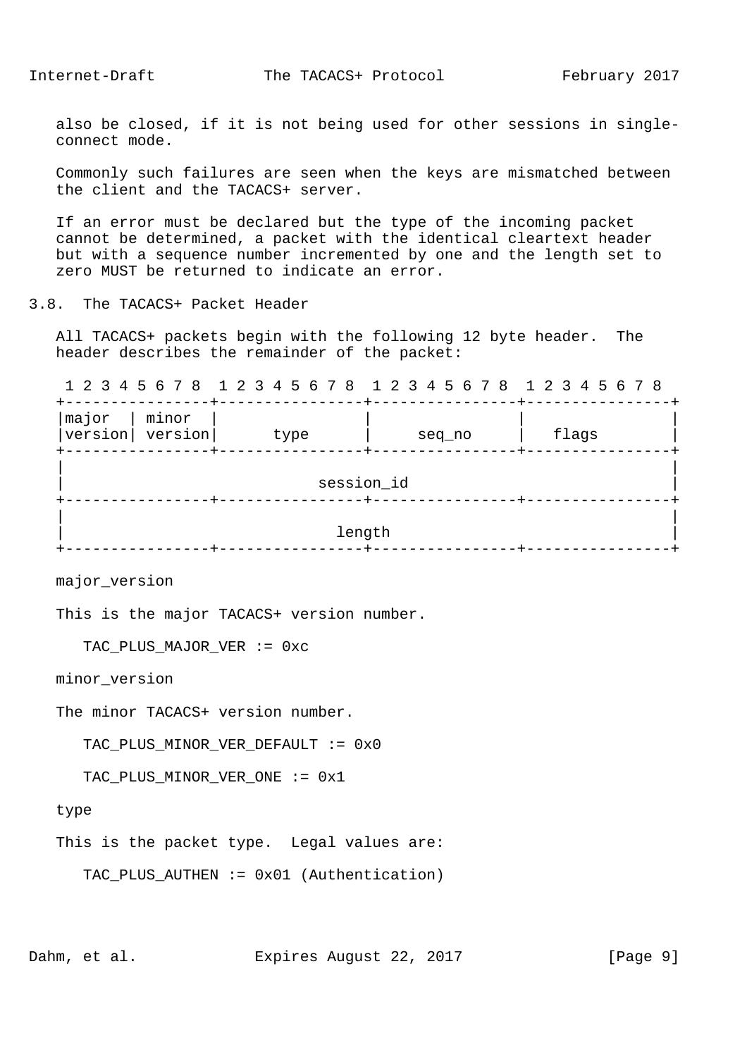also be closed, if it is not being used for other sessions in single-connect mode.

Commonly such failures are seen when the keys are mismatched between the client and the TACACS+ server.

If an error must be declared but the type of the incoming packet cannot be determined, a packet with the identical cleartext header but with a sequence number incremented by one and the length set to zero MUST be returned to indicate an error.

## 3.8. The TACACS+ Packet Header

All TACACS+ packets begin with the following 12 byte header. The header describes the remainder of the packet:

```
 1 2 3 4 5 6 7 8  1 2 3 4 5 6 7 8  1 2 3 4 5 6 7 8  1 2 3 4 5 6 7 8
+----------------+----------------+----------------+----------------+
|major  | minor  |                |                |                |
|version| version|      type      |     seq_no     |   flags        |
+----------------+----------------+----------------+----------------+
|                                                                   |
|                            session_id                             |
+----------------+----------------+----------------+----------------+
|                                                                   |
|                              length                               |
+----------------+----------------+----------------+----------------+
```

major_version

This is the major TACACS+ version number.

TAC_PLUS_MAJOR_VER := 0xc

minor_version

The minor TACACS+ version number.

TAC_PLUS_MINOR_VER_DEFAULT := 0x0

TAC_PLUS_MINOR_VER_ONE := 0x1

type

This is the packet type. Legal values are:

TAC_PLUS_AUTHEN := 0x01 (Authentication)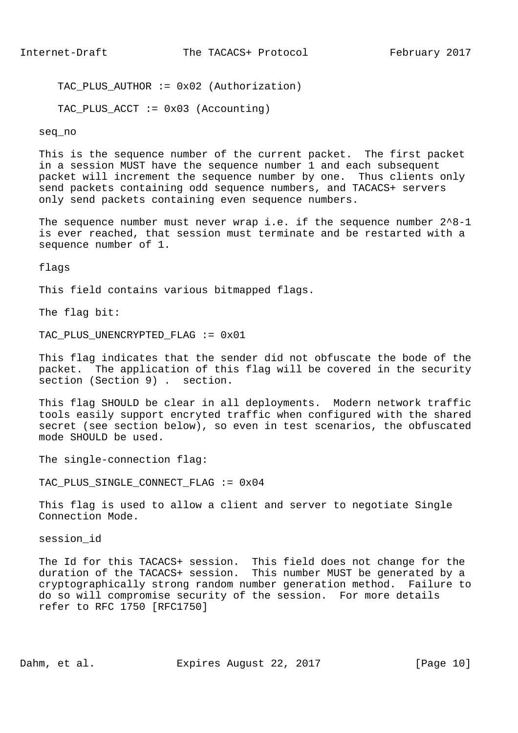TAC_PLUS_AUTHOR := 0x02 (Authorization)

TAC_PLUS_ACCT := 0x03 (Accounting)

seq_no

This is the sequence number of the current packet. The first packet in a session MUST have the sequence number 1 and each subsequent packet will increment the sequence number by one. Thus clients only send packets containing odd sequence numbers, and TACACS+ servers only send packets containing even sequence numbers.

The sequence number must never wrap i.e. if the sequence number $2^8-1$ is ever reached, that session must terminate and be restarted with a sequence number of 1.

flags

This field contains various bitmapped flags.

The flag bit:

TAC_PLUS_UNENCRYPTED_FLAG := 0x01

This flag indicates that the sender did not obfuscate the bode of the packet. The application of this flag will be covered in the security section (Section 9) . section.

This flag SHOULD be clear in all deployments. Modern network traffic tools easily support encryted traffic when configured with the shared secret (see section below), so even in test scenarios, the obfuscated mode SHOULD be used.

The single-connection flag:

TAC_PLUS_SINGLE_CONNECT_FLAG := 0x04

This flag is used to allow a client and server to negotiate Single Connection Mode.

session_id

The Id for this TACACS+ session. This field does not change for the duration of the TACACS+ session. This number MUST be generated by a cryptographically strong random number generation method. Failure to do so will compromise security of the session. For more details refer to RFC 1750 [RFC1750]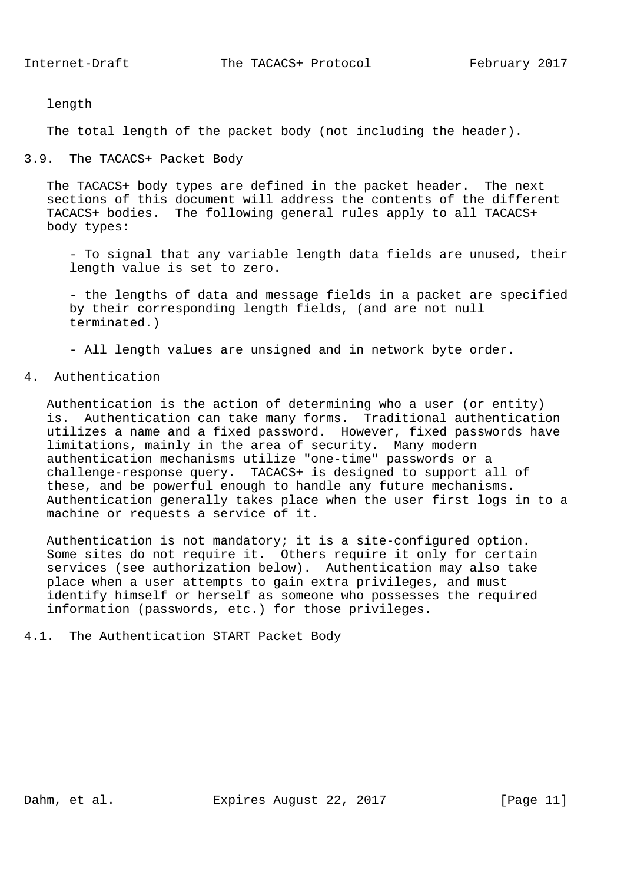length

The total length of the packet body (not including the header).

## 3.9. The TACACS+ Packet Body

The TACACS+ body types are defined in the packet header. The next sections of this document will address the contents of the different TACACS+ bodies. The following general rules apply to all TACACS+ body types:

- To signal that any variable length data fields are unused, their length value is set to zero.

- the lengths of data and message fields in a packet are specified by their corresponding length fields, (and are not null terminated.)

- All length values are unsigned and in network byte order.

# 4. Authentication

Authentication is the action of determining who a user (or entity) is. Authentication can take many forms. Traditional authentication utilizes a name and a fixed password. However, fixed passwords have limitations, mainly in the area of security. Many modern authentication mechanisms utilize "one-time" passwords or a challenge-response query. TACACS+ is designed to support all of these, and be powerful enough to handle any future mechanisms. Authentication generally takes place when the user first logs in to a machine or requests a service of it.

Authentication is not mandatory; it is a site-configured option. Some sites do not require it. Others require it only for certain services (see authorization below). Authentication may also take place when a user attempts to gain extra privileges, and must identify himself or herself as someone who possesses the required information (passwords, etc.) for those privileges.

## 4.1. The Authentication START Packet Body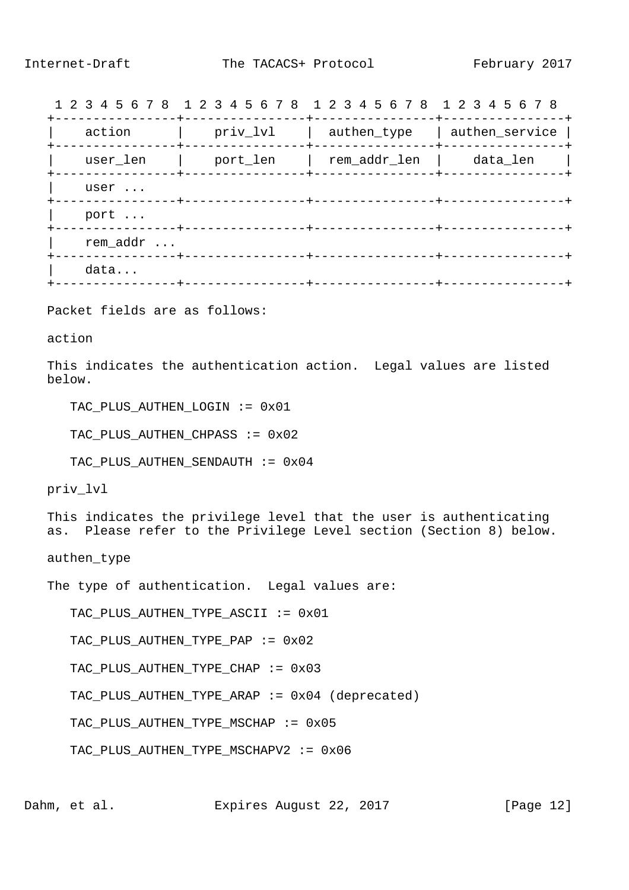```
 1 2 3 4 5 6 7 8  1 2 3 4 5 6 7 8  1 2 3 4 5 6 7 8  1 2 3 4 5 6 7 8
+----------------+----------------+----------------+----------------+
|    action      |    priv_lvl    |  authen_type   | authen_service |
+----------------+----------------+----------------+----------------+
|    user_len    |    port_len    |  rem_addr_len  |    data_len    |
+----------------+----------------+----------------+----------------+
|    user ...
+----------------+----------------+----------------+----------------+
|    port ...
+----------------+----------------+----------------+----------------+
|    rem_addr ...
+----------------+----------------+----------------+----------------+
|    data...
+----------------+----------------+----------------+----------------+
```

Packet fields are as follows:

action

This indicates the authentication action. Legal values are listed below.

TAC_PLUS_AUTHEN_LOGIN := 0x01

TAC_PLUS_AUTHEN_CHPASS := 0x02

TAC_PLUS_AUTHEN_SENDAUTH := 0x04

priv_lvl

This indicates the privilege level that the user is authenticating as. Please refer to the Privilege Level section (Section 8) below.

authen_type

The type of authentication. Legal values are:

TAC_PLUS_AUTHEN_TYPE_ASCII := 0x01

TAC_PLUS_AUTHEN_TYPE_PAP := 0x02

TAC_PLUS_AUTHEN_TYPE_CHAP := 0x03

TAC_PLUS_AUTHEN_TYPE_ARAP := 0x04 (deprecated)

TAC_PLUS_AUTHEN_TYPE_MSCHAP := 0x05

TAC_PLUS_AUTHEN_TYPE_MSCHAPV2 := 0x06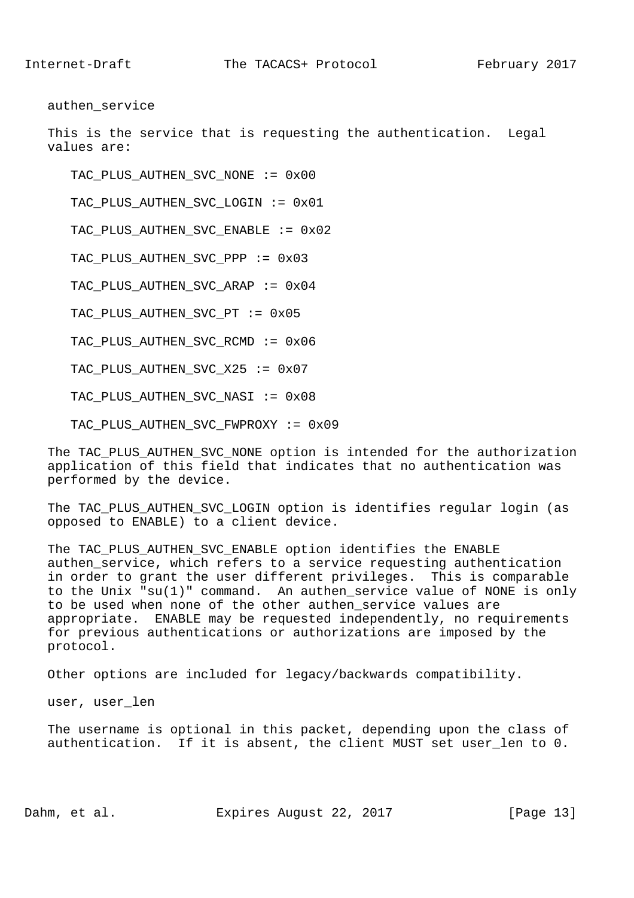authen_service

This is the service that is requesting the authentication. Legal values are:

TAC_PLUS_AUTHEN_SVC_NONE := 0x00

TAC_PLUS_AUTHEN_SVC_LOGIN := 0x01

TAC_PLUS_AUTHEN_SVC_ENABLE := 0x02

TAC_PLUS_AUTHEN_SVC_PPP := 0x03

TAC_PLUS_AUTHEN_SVC_ARAP := 0x04

TAC_PLUS_AUTHEN_SVC_PT := 0x05

TAC_PLUS_AUTHEN_SVC_RCMD := 0x06

TAC_PLUS_AUTHEN_SVC_X25 := 0x07

TAC_PLUS_AUTHEN_SVC_NASI := 0x08

TAC_PLUS_AUTHEN_SVC_FWPROXY := 0x09

The TAC_PLUS_AUTHEN_SVC_NONE option is intended for the authorization application of this field that indicates that no authentication was performed by the device.

The TAC_PLUS_AUTHEN_SVC_LOGIN option is identifies regular login (as opposed to ENABLE) to a client device.

The TAC_PLUS_AUTHEN_SVC_ENABLE option identifies the ENABLE authen_service, which refers to a service requesting authentication in order to grant the user different privileges. This is comparable to the Unix "su(1)" command. An authen_service value of NONE is only to be used when none of the other authen_service values are appropriate. ENABLE may be requested independently, no requirements for previous authentications or authorizations are imposed by the protocol.

Other options are included for legacy/backwards compatibility.

user, user_len

The username is optional in this packet, depending upon the class of authentication. If it is absent, the client MUST set user_len to 0.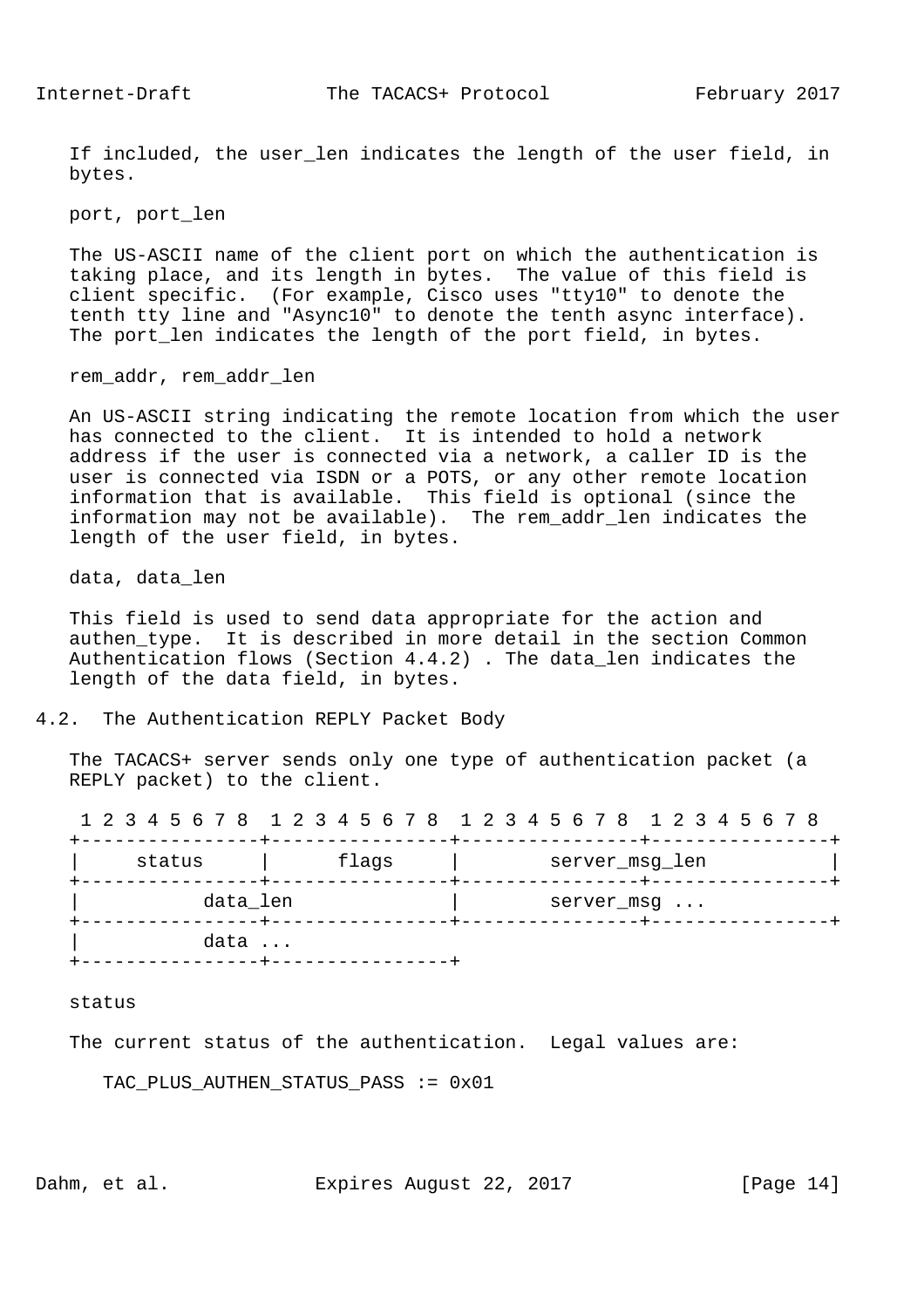If included, the user_len indicates the length of the user field, in bytes.

port, port_len

The US-ASCII name of the client port on which the authentication is taking place, and its length in bytes. The value of this field is client specific. (For example, Cisco uses "tty10" to denote the tenth tty line and "Async10" to denote the tenth async interface). The port_len indicates the length of the port field, in bytes.

rem_addr, rem_addr_len

An US-ASCII string indicating the remote location from which the user has connected to the client. It is intended to hold a network address if the user is connected via a network, a caller ID is the user is connected via ISDN or a POTS, or any other remote location information that is available. This field is optional (since the information may not be available). The rem_addr_len indicates the length of the user field, in bytes.

data, data_len

This field is used to send data appropriate for the action and authen_type. It is described in more detail in the section Common Authentication flows (Section 4.4.2) . The data_len indicates the length of the data field, in bytes.

## 4.2. The Authentication REPLY Packet Body

The TACACS+ server sends only one type of authentication packet (a REPLY packet) to the client.

```
 1 2 3 4 5 6 7 8  1 2 3 4 5 6 7 8  1 2 3 4 5 6 7 8  1 2 3 4 5 6 7 8
+----------------+----------------+----------------+----------------+
|     status     |      flags     |        server_msg_len           |
+----------------+----------------+----------------+----------------+
|           data_len              |        server_msg ...
+----------------+----------------+----------------+----------------+
|           data ...
+----------------+----------------+
```

status

The current status of the authentication. Legal values are:

TAC_PLUS_AUTHEN_STATUS_PASS := 0x01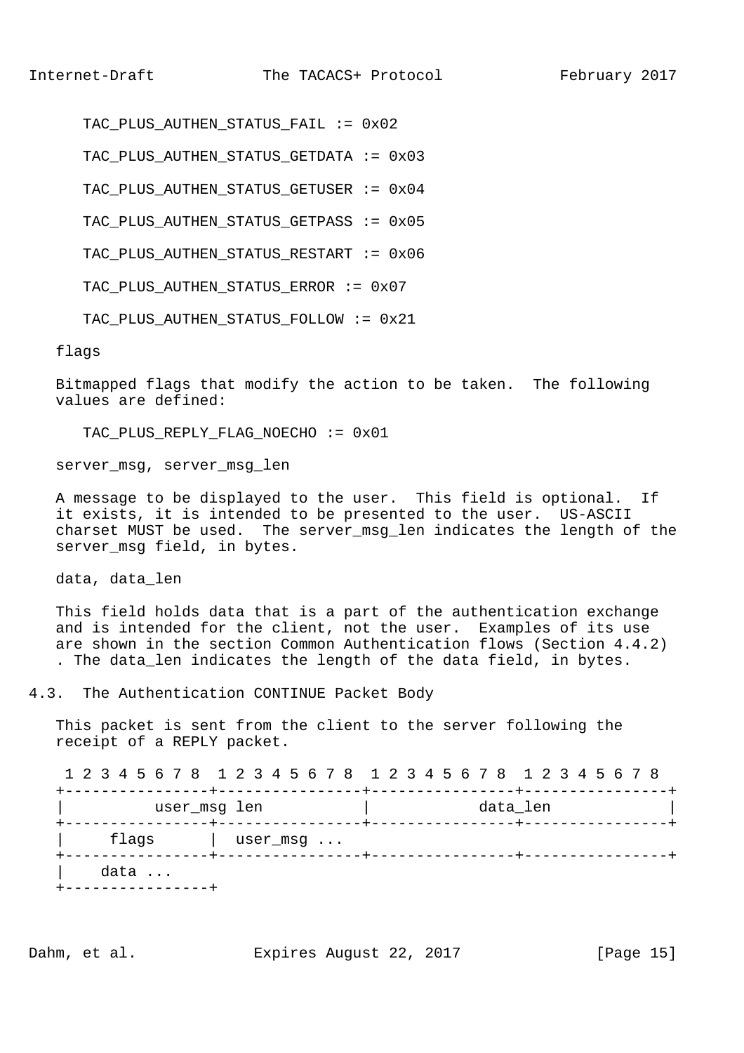```
TAC_PLUS_AUTHEN_STATUS_FAIL := 0x02

TAC_PLUS_AUTHEN_STATUS_GETDATA := 0x03

TAC_PLUS_AUTHEN_STATUS_GETUSER := 0x04

TAC_PLUS_AUTHEN_STATUS_GETPASS := 0x05

TAC_PLUS_AUTHEN_STATUS_RESTART := 0x06

TAC_PLUS_AUTHEN_STATUS_ERROR := 0x07

TAC_PLUS_AUTHEN_STATUS_FOLLOW := 0x21
```

flags

Bitmapped flags that modify the action to be taken. The following values are defined:

```
TAC_PLUS_REPLY_FLAG_NOECHO := 0x01
```

server_msg, server_msg_len

A message to be displayed to the user. This field is optional. If it exists, it is intended to be presented to the user. US-ASCII charset MUST be used. The server_msg_len indicates the length of the server_msg field, in bytes.

data, data_len

This field holds data that is a part of the authentication exchange and is intended for the client, not the user. Examples of its use are shown in the section Common Authentication flows (Section 4.4.2) . The data_len indicates the length of the data field, in bytes.

## 4.3. The Authentication CONTINUE Packet Body

This packet is sent from the client to the server following the receipt of a REPLY packet.

```
 1 2 3 4 5 6 7 8  1 2 3 4 5 6 7 8  1 2 3 4 5 6 7 8  1 2 3 4 5 6 7 8
+----------------+----------------+----------------+----------------+
|          user_msg len           |            data_len             |
+----------------+----------------+----------------+----------------+
|     flags      |  user_msg ...
+----------------+----------------+----------------+----------------+
|    data ...
+----------------+
```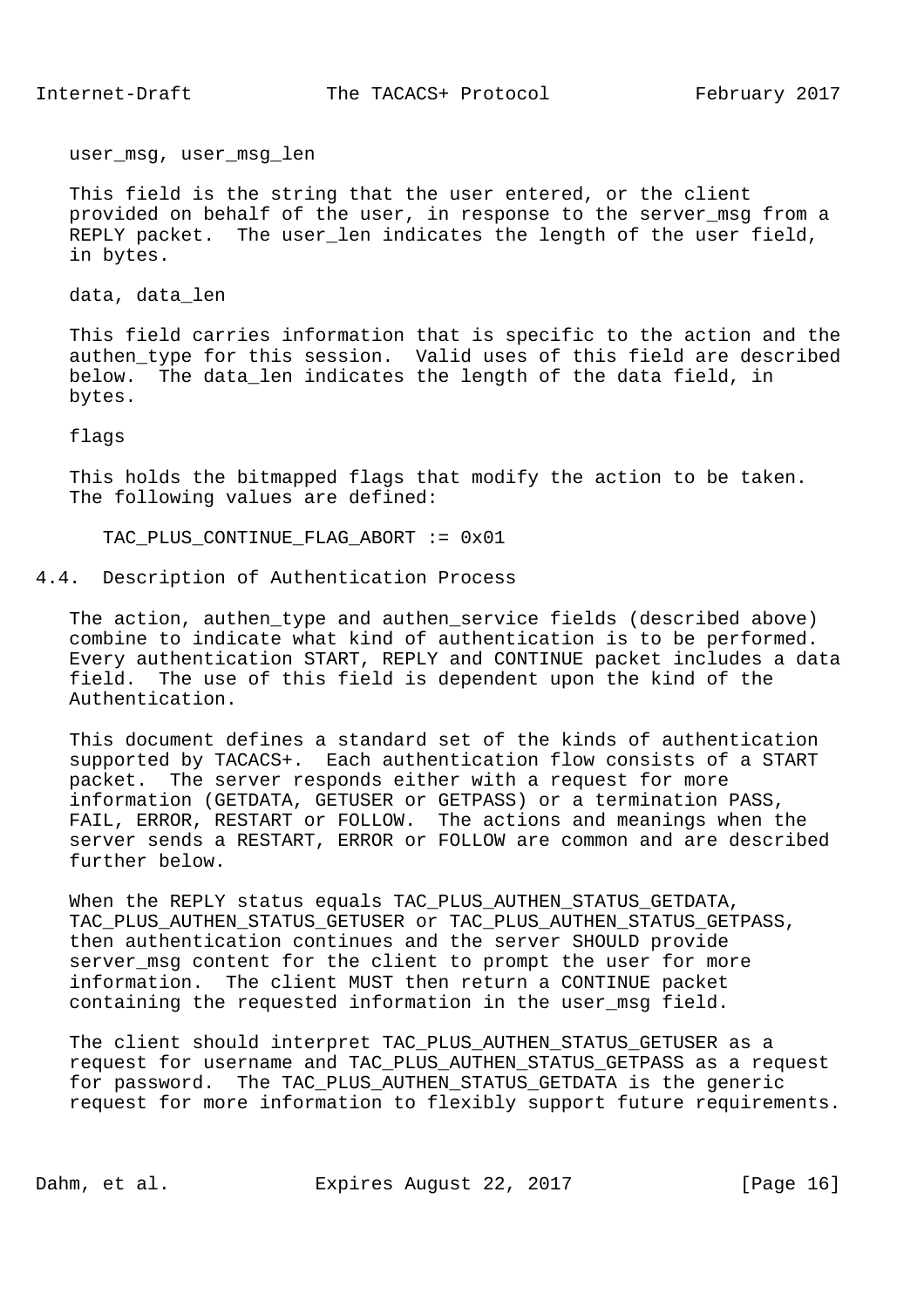user_msg, user_msg_len

This field is the string that the user entered, or the client provided on behalf of the user, in response to the server_msg from a REPLY packet. The user_len indicates the length of the user field, in bytes.

data, data_len

This field carries information that is specific to the action and the authen_type for this session. Valid uses of this field are described below. The data_len indicates the length of the data field, in bytes.

flags

This holds the bitmapped flags that modify the action to be taken. The following values are defined:

```
TAC_PLUS_CONTINUE_FLAG_ABORT := 0x01
```

## 4.4. Description of Authentication Process

The action, authen_type and authen_service fields (described above) combine to indicate what kind of authentication is to be performed. Every authentication START, REPLY and CONTINUE packet includes a data field. The use of this field is dependent upon the kind of the Authentication.

This document defines a standard set of the kinds of authentication supported by TACACS+. Each authentication flow consists of a START packet. The server responds either with a request for more information (GETDATA, GETUSER or GETPASS) or a termination PASS, FAIL, ERROR, RESTART or FOLLOW. The actions and meanings when the server sends a RESTART, ERROR or FOLLOW are common and are described further below.

When the REPLY status equals TAC_PLUS_AUTHEN_STATUS_GETDATA, TAC_PLUS_AUTHEN_STATUS_GETUSER or TAC_PLUS_AUTHEN_STATUS_GETPASS, then authentication continues and the server SHOULD provide server_msg content for the client to prompt the user for more information. The client MUST then return a CONTINUE packet containing the requested information in the user_msg field.

The client should interpret TAC_PLUS_AUTHEN_STATUS_GETUSER as a request for username and TAC_PLUS_AUTHEN_STATUS_GETPASS as a request for password. The TAC_PLUS_AUTHEN_STATUS_GETDATA is the generic request for more information to flexibly support future requirements.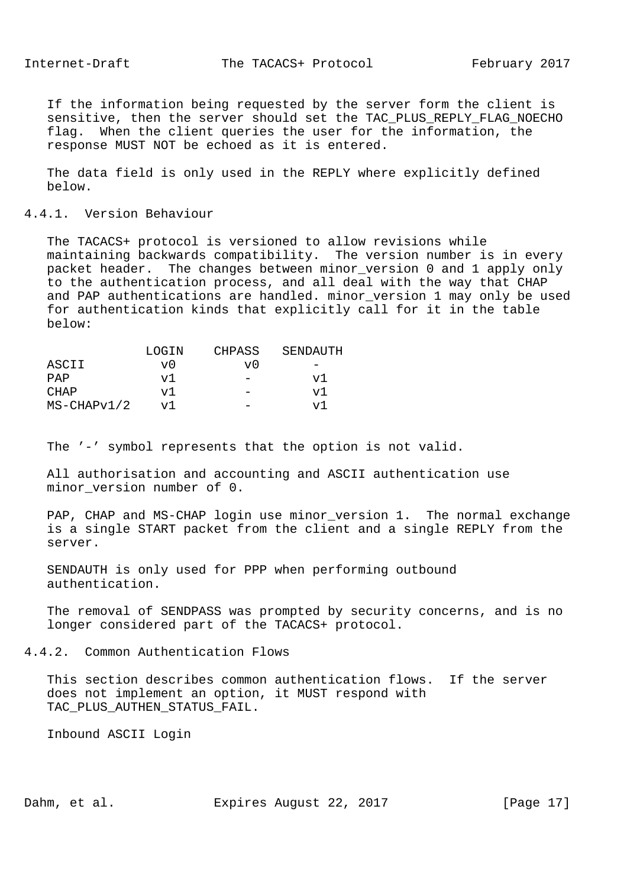If the information being requested by the server form the client is sensitive, then the server should set the TAC_PLUS_REPLY_FLAG_NOECHO flag. When the client queries the user for the information, the response MUST NOT be echoed as it is entered.

The data field is only used in the REPLY where explicitly defined below.

### 4.4.1. Version Behaviour

The TACACS+ protocol is versioned to allow revisions while maintaining backwards compatibility. The version number is in every packet header. The changes between minor_version 0 and 1 apply only to the authentication process, and all deal with the way that CHAP and PAP authentications are handled. minor_version 1 may only be used for authentication kinds that explicitly call for it in the table below:

| | LOGIN | CHPASS | SENDAUTH |
|---|---|---|---|
| ASCII | v0 | v0 | - |
| PAP | v1 | - | v1 |
| CHAP | v1 | - | v1 |
| MS-CHAPv1/2 | v1 | - | v1 |

The '-' symbol represents that the option is not valid.

All authorisation and accounting and ASCII authentication use minor_version number of 0.

PAP, CHAP and MS-CHAP login use minor_version 1. The normal exchange is a single START packet from the client and a single REPLY from the server.

SENDAUTH is only used for PPP when performing outbound authentication.

The removal of SENDPASS was prompted by security concerns, and is no longer considered part of the TACACS+ protocol.

### 4.4.2. Common Authentication Flows

This section describes common authentication flows. If the server does not implement an option, it MUST respond with TAC_PLUS_AUTHEN_STATUS_FAIL.

Inbound ASCII Login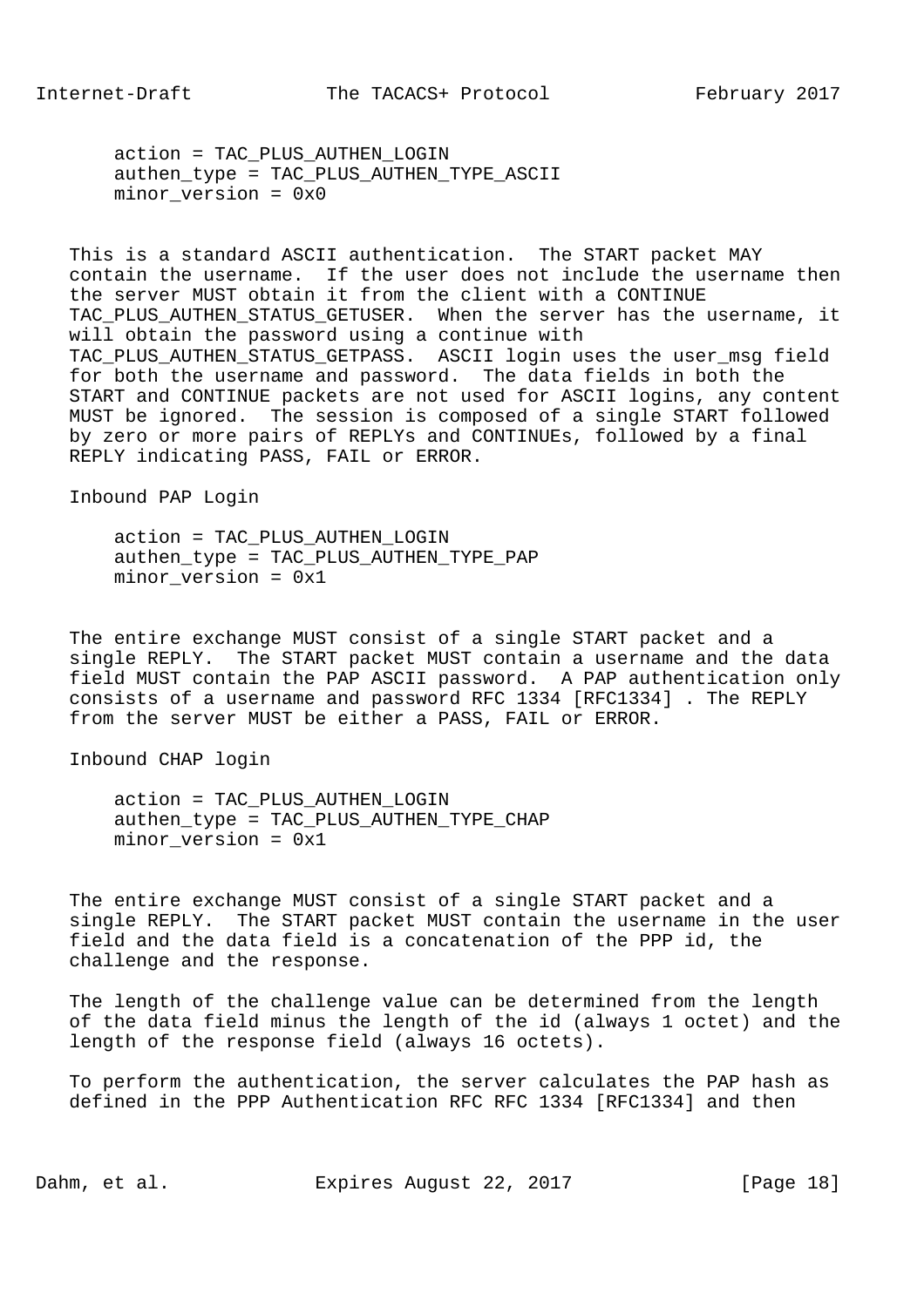```
action = TAC_PLUS_AUTHEN_LOGIN
authen_type = TAC_PLUS_AUTHEN_TYPE_ASCII
minor_version = 0x0
```

This is a standard ASCII authentication. The START packet MAY contain the username. If the user does not include the username then the server MUST obtain it from the client with a CONTINUE TAC_PLUS_AUTHEN_STATUS_GETUSER. When the server has the username, it will obtain the password using a continue with TAC_PLUS_AUTHEN_STATUS_GETPASS. ASCII login uses the user_msg field for both the username and password. The data fields in both the START and CONTINUE packets are not used for ASCII logins, any content MUST be ignored. The session is composed of a single START followed by zero or more pairs of REPLYs and CONTINUEs, followed by a final REPLY indicating PASS, FAIL or ERROR.

Inbound PAP Login

```
action = TAC_PLUS_AUTHEN_LOGIN
authen_type = TAC_PLUS_AUTHEN_TYPE_PAP
minor_version = 0x1
```

The entire exchange MUST consist of a single START packet and a single REPLY. The START packet MUST contain a username and the data field MUST contain the PAP ASCII password. A PAP authentication only consists of a username and password RFC 1334 [RFC1334] . The REPLY from the server MUST be either a PASS, FAIL or ERROR.

Inbound CHAP login

```
action = TAC_PLUS_AUTHEN_LOGIN
authen_type = TAC_PLUS_AUTHEN_TYPE_CHAP
minor_version = 0x1
```

The entire exchange MUST consist of a single START packet and a single REPLY. The START packet MUST contain the username in the user field and the data field is a concatenation of the PPP id, the challenge and the response.

The length of the challenge value can be determined from the length of the data field minus the length of the id (always 1 octet) and the length of the response field (always 16 octets).

To perform the authentication, the server calculates the PAP hash as defined in the PPP Authentication RFC RFC 1334 [RFC1334] and then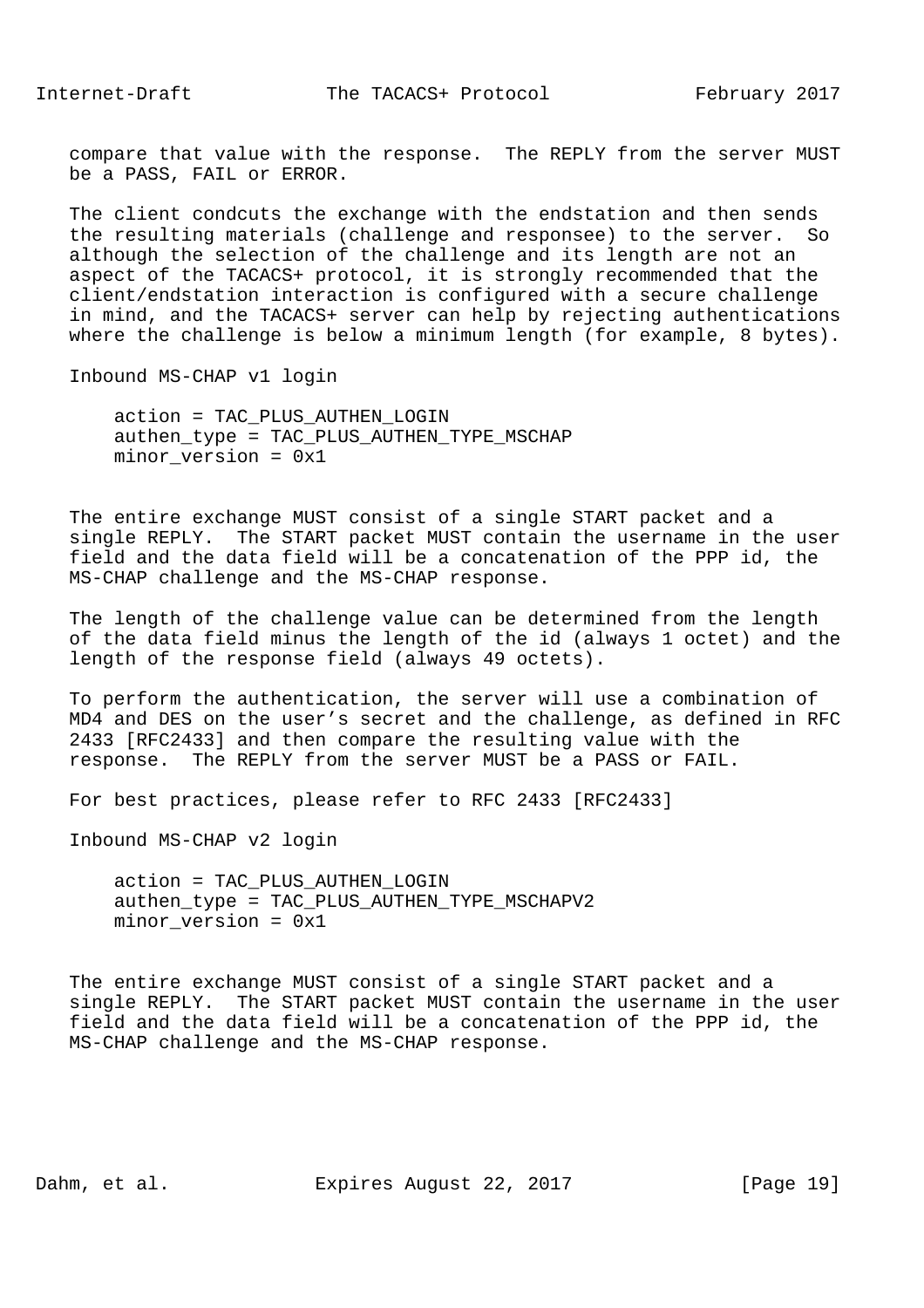compare that value with the response. The REPLY from the server MUST be a PASS, FAIL or ERROR.

The client condcuts the exchange with the endstation and then sends the resulting materials (challenge and responsee) to the server. So although the selection of the challenge and its length are not an aspect of the TACACS+ protocol, it is strongly recommended that the client/endstation interaction is configured with a secure challenge in mind, and the TACACS+ server can help by rejecting authentications where the challenge is below a minimum length (for example, 8 bytes).

Inbound MS-CHAP v1 login

```
action = TAC_PLUS_AUTHEN_LOGIN
authen_type = TAC_PLUS_AUTHEN_TYPE_MSCHAP
minor_version = 0x1
```

The entire exchange MUST consist of a single START packet and a single REPLY. The START packet MUST contain the username in the user field and the data field will be a concatenation of the PPP id, the MS-CHAP challenge and the MS-CHAP response.

The length of the challenge value can be determined from the length of the data field minus the length of the id (always 1 octet) and the length of the response field (always 49 octets).

To perform the authentication, the server will use a combination of MD4 and DES on the user's secret and the challenge, as defined in RFC 2433 [RFC2433] and then compare the resulting value with the response. The REPLY from the server MUST be a PASS or FAIL.

For best practices, please refer to RFC 2433 [RFC2433]

Inbound MS-CHAP v2 login

```
action = TAC_PLUS_AUTHEN_LOGIN
authen_type = TAC_PLUS_AUTHEN_TYPE_MSCHAPV2
minor_version = 0x1
```

The entire exchange MUST consist of a single START packet and a single REPLY. The START packet MUST contain the username in the user field and the data field will be a concatenation of the PPP id, the MS-CHAP challenge and the MS-CHAP response.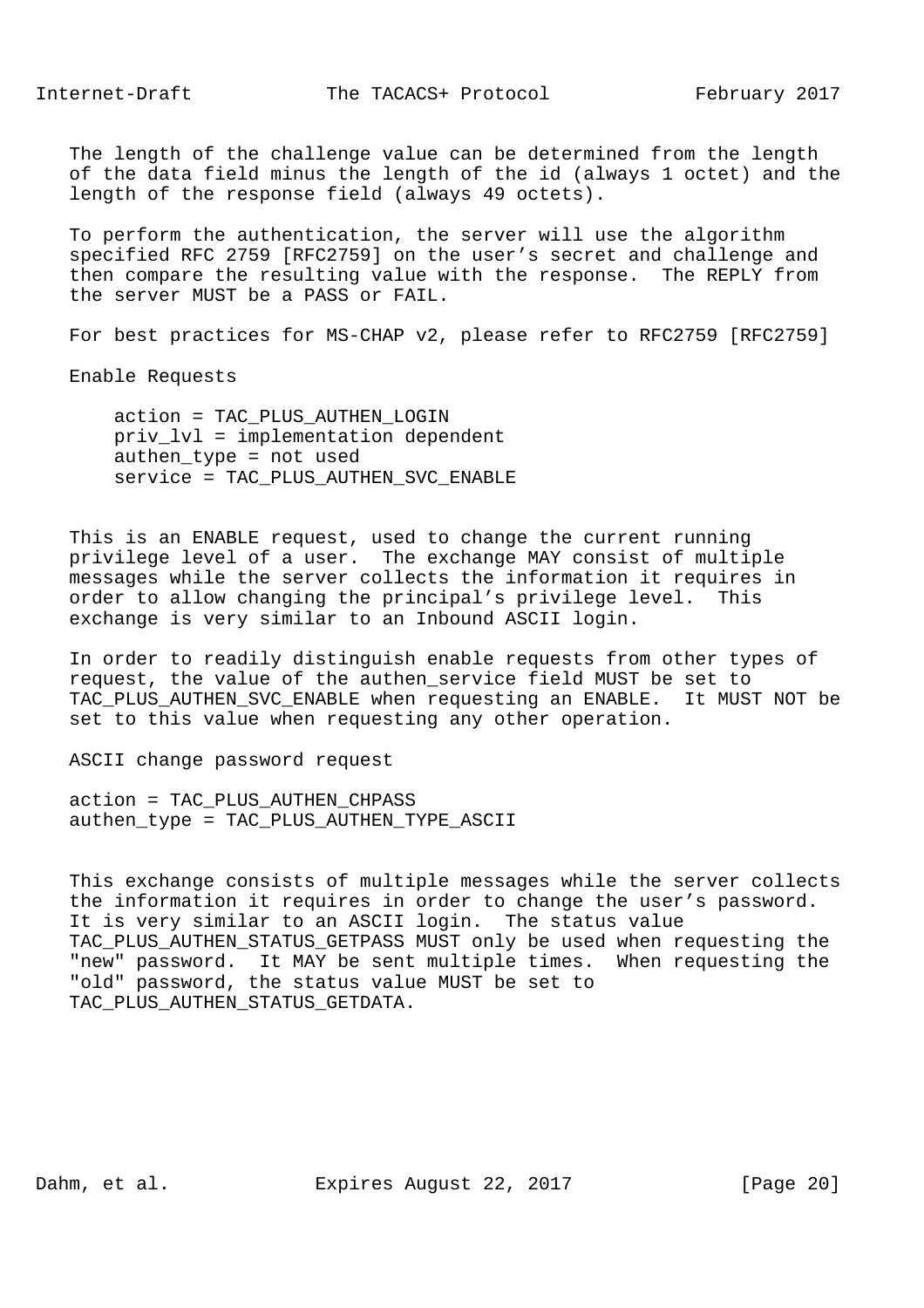The length of the challenge value can be determined from the length of the data field minus the length of the id (always 1 octet) and the length of the response field (always 49 octets).

To perform the authentication, the server will use the algorithm specified RFC 2759 [RFC2759] on the user's secret and challenge and then compare the resulting value with the response. The REPLY from the server MUST be a PASS or FAIL.

For best practices for MS-CHAP v2, please refer to RFC2759 [RFC2759]

Enable Requests

```
action = TAC_PLUS_AUTHEN_LOGIN
priv_lvl = implementation dependent
authen_type = not used
service = TAC_PLUS_AUTHEN_SVC_ENABLE
```

This is an ENABLE request, used to change the current running privilege level of a user. The exchange MAY consist of multiple messages while the server collects the information it requires in order to allow changing the principal's privilege level. This exchange is very similar to an Inbound ASCII login.

In order to readily distinguish enable requests from other types of request, the value of the authen_service field MUST be set to TAC_PLUS_AUTHEN_SVC_ENABLE when requesting an ENABLE. It MUST NOT be set to this value when requesting any other operation.

ASCII change password request

```
action = TAC_PLUS_AUTHEN_CHPASS
authen_type = TAC_PLUS_AUTHEN_TYPE_ASCII
```

This exchange consists of multiple messages while the server collects the information it requires in order to change the user's password. It is very similar to an ASCII login. The status value TAC_PLUS_AUTHEN_STATUS_GETPASS MUST only be used when requesting the "new" password. It MAY be sent multiple times. When requesting the "old" password, the status value MUST be set to TAC_PLUS_AUTHEN_STATUS_GETDATA.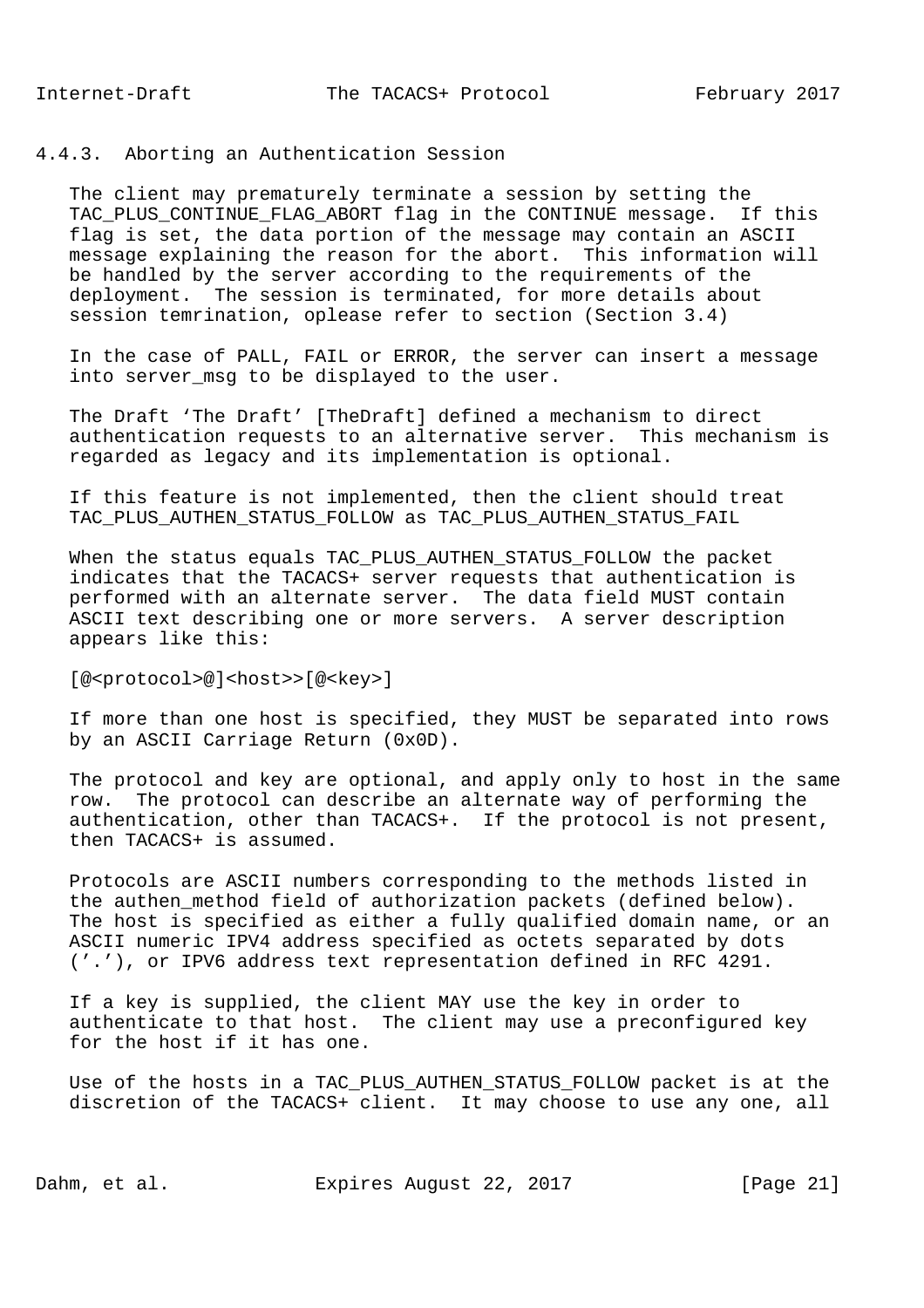### 4.4.3. Aborting an Authentication Session

The client may prematurely terminate a session by setting the TAC_PLUS_CONTINUE_FLAG_ABORT flag in the CONTINUE message. If this flag is set, the data portion of the message may contain an ASCII message explaining the reason for the abort. This information will be handled by the server according to the requirements of the deployment. The session is terminated, for more details about session temrination, oplease refer to section (Section 3.4)

In the case of PALL, FAIL or ERROR, the server can insert a message into server_msg to be displayed to the user.

The Draft 'The Draft' [TheDraft] defined a mechanism to direct authentication requests to an alternative server. This mechanism is regarded as legacy and its implementation is optional.

If this feature is not implemented, then the client should treat TAC_PLUS_AUTHEN_STATUS_FOLLOW as TAC_PLUS_AUTHEN_STATUS_FAIL

When the status equals TAC_PLUS_AUTHEN_STATUS_FOLLOW the packet indicates that the TACACS+ server requests that authentication is performed with an alternate server. The data field MUST contain ASCII text describing one or more servers. A server description appears like this:

```
[@<protocol>@]<host>>[@<key>]
```

If more than one host is specified, they MUST be separated into rows by an ASCII Carriage Return (0x0D).

The protocol and key are optional, and apply only to host in the same row. The protocol can describe an alternate way of performing the authentication, other than TACACS+. If the protocol is not present, then TACACS+ is assumed.

Protocols are ASCII numbers corresponding to the methods listed in the authen_method field of authorization packets (defined below). The host is specified as either a fully qualified domain name, or an ASCII numeric IPV4 address specified as octets separated by dots ('.'), or IPV6 address text representation defined in RFC 4291.

If a key is supplied, the client MAY use the key in order to authenticate to that host. The client may use a preconfigured key for the host if it has one.

Use of the hosts in a TAC_PLUS_AUTHEN_STATUS_FOLLOW packet is at the discretion of the TACACS+ client. It may choose to use any one, all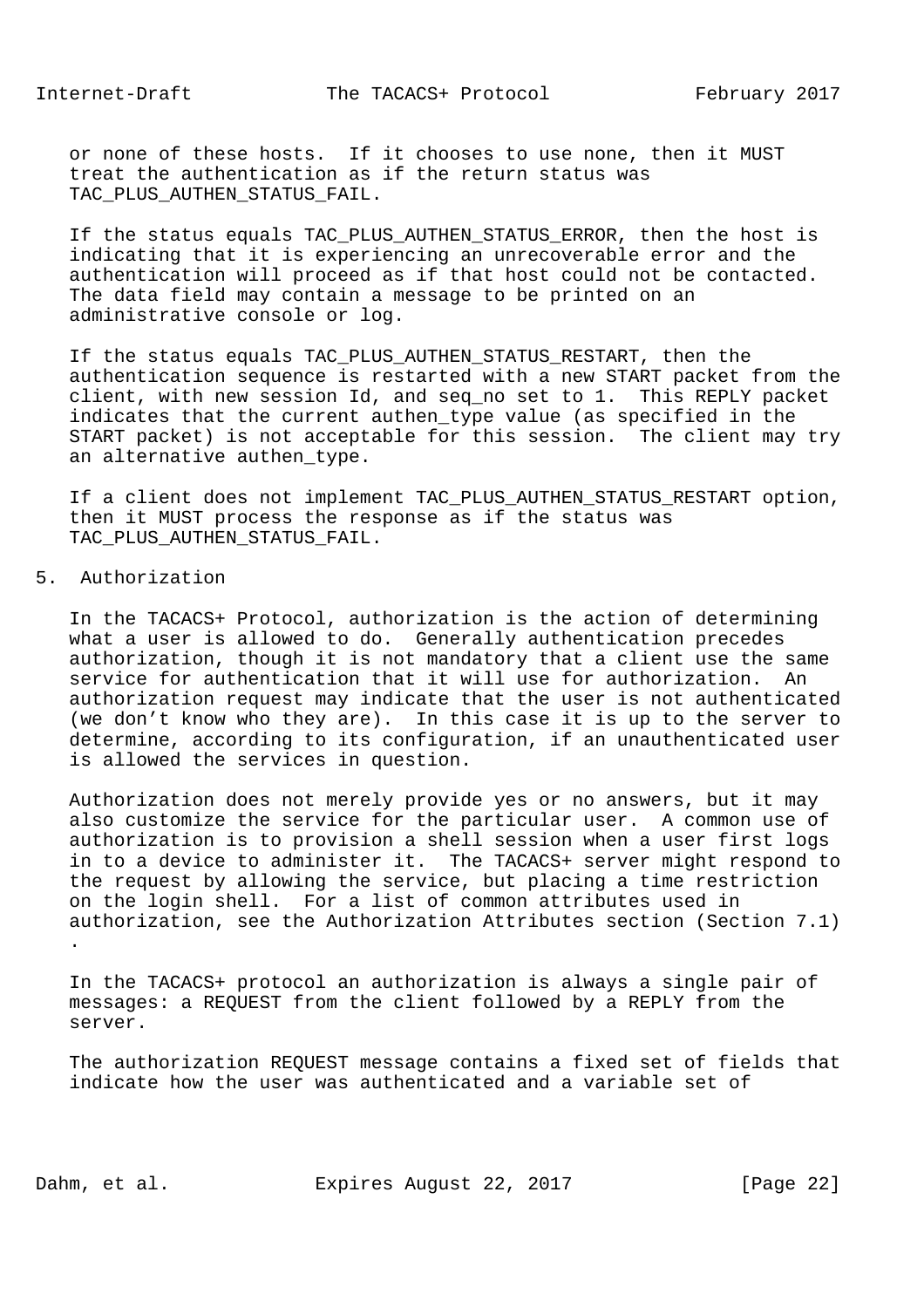or none of these hosts. If it chooses to use none, then it MUST treat the authentication as if the return status was TAC_PLUS_AUTHEN_STATUS_FAIL.

If the status equals TAC_PLUS_AUTHEN_STATUS_ERROR, then the host is indicating that it is experiencing an unrecoverable error and the authentication will proceed as if that host could not be contacted. The data field may contain a message to be printed on an administrative console or log.

If the status equals TAC_PLUS_AUTHEN_STATUS_RESTART, then the authentication sequence is restarted with a new START packet from the client, with new session Id, and seq_no set to 1. This REPLY packet indicates that the current authen_type value (as specified in the START packet) is not acceptable for this session. The client may try an alternative authen_type.

If a client does not implement TAC_PLUS_AUTHEN_STATUS_RESTART option, then it MUST process the response as if the status was TAC_PLUS_AUTHEN_STATUS_FAIL.

# 5. Authorization

In the TACACS+ Protocol, authorization is the action of determining what a user is allowed to do. Generally authentication precedes authorization, though it is not mandatory that a client use the same service for authentication that it will use for authorization. An authorization request may indicate that the user is not authenticated (we don’t know who they are). In this case it is up to the server to determine, according to its configuration, if an unauthenticated user is allowed the services in question.

Authorization does not merely provide yes or no answers, but it may also customize the service for the particular user. A common use of authorization is to provision a shell session when a user first logs in to a device to administer it. The TACACS+ server might respond to the request by allowing the service, but placing a time restriction on the login shell. For a list of common attributes used in authorization, see the Authorization Attributes section (Section 7.1) .

In the TACACS+ protocol an authorization is always a single pair of messages: a REQUEST from the client followed by a REPLY from the server.

The authorization REQUEST message contains a fixed set of fields that indicate how the user was authenticated and a variable set of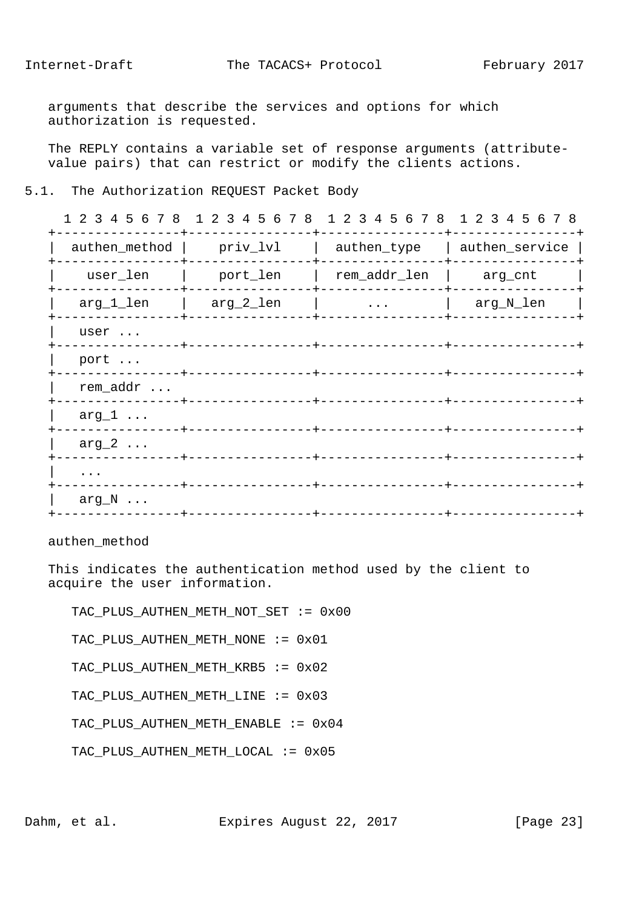arguments that describe the services and options for which authorization is requested.

The REPLY contains a variable set of response arguments (attribute-value pairs) that can restrict or modify the clients actions.

## 5.1. The Authorization REQUEST Packet Body

```
  1 2 3 4 5 6 7 8  1 2 3 4 5 6 7 8  1 2 3 4 5 6 7 8  1 2 3 4 5 6 7 8
 +----------------+----------------+----------------+----------------+
 |  authen_method |    priv_lvl    |  authen_type   | authen_service |
 +----------------+----------------+----------------+----------------+
 |    user_len    |    port_len    |  rem_addr_len  |    arg_cnt     |
 +----------------+----------------+----------------+----------------+
 |   arg_1_len    |   arg_2_len    |      ...       |   arg_N_len    |
 +----------------+----------------+----------------+----------------+
 |   user ...
 +----------------+----------------+----------------+----------------+
 |   port ...
 +----------------+----------------+----------------+----------------+
 |   rem_addr ...
 +----------------+----------------+----------------+----------------+
 |   arg_1 ...
 +----------------+----------------+----------------+----------------+
 |   arg_2 ...
 +----------------+----------------+----------------+----------------+
 |   ...
 +----------------+----------------+----------------+----------------+
 |   arg_N ...
 +----------------+----------------+----------------+----------------+
```

authen_method

This indicates the authentication method used by the client to acquire the user information.

TAC_PLUS_AUTHEN_METH_NOT_SET := 0x00

TAC_PLUS_AUTHEN_METH_NONE := 0x01

TAC_PLUS_AUTHEN_METH_KRB5 := 0x02

TAC_PLUS_AUTHEN_METH_LINE := 0x03

TAC_PLUS_AUTHEN_METH_ENABLE := 0x04

TAC_PLUS_AUTHEN_METH_LOCAL := 0x05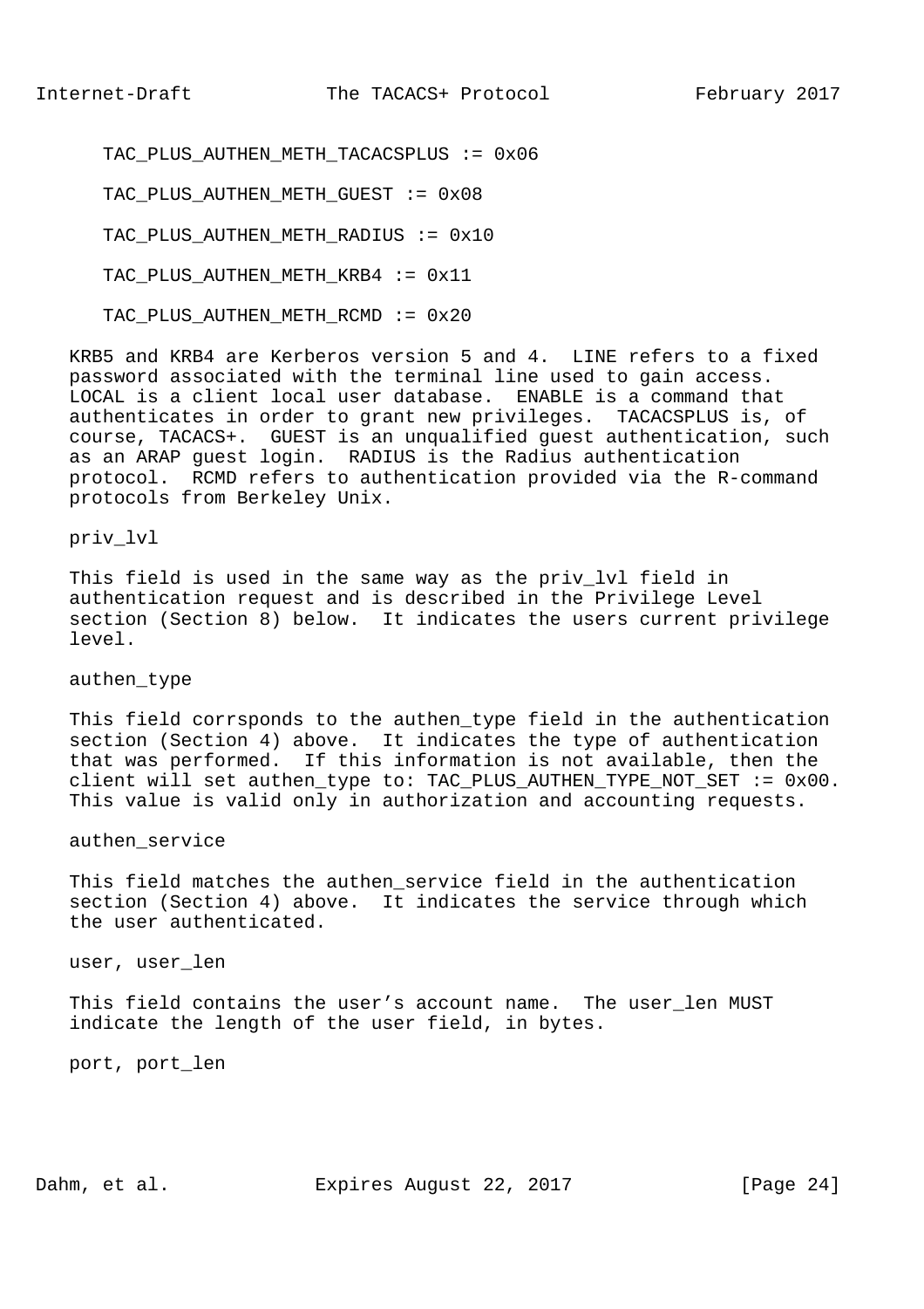TAC_PLUS_AUTHEN_METH_TACACSPLUS := 0x06

TAC_PLUS_AUTHEN_METH_GUEST := 0x08

TAC_PLUS_AUTHEN_METH_RADIUS := 0x10

TAC_PLUS_AUTHEN_METH_KRB4 := 0x11

TAC_PLUS_AUTHEN_METH_RCMD := 0x20

KRB5 and KRB4 are Kerberos version 5 and 4. LINE refers to a fixed password associated with the terminal line used to gain access. LOCAL is a client local user database. ENABLE is a command that authenticates in order to grant new privileges. TACACSPLUS is, of course, TACACS+. GUEST is an unqualified guest authentication, such as an ARAP guest login. RADIUS is the Radius authentication protocol. RCMD refers to authentication provided via the R-command protocols from Berkeley Unix.

priv_lvl

This field is used in the same way as the priv_lvl field in authentication request and is described in the Privilege Level section (Section 8) below. It indicates the users current privilege level.

authen_type

This field corrsponds to the authen_type field in the authentication section (Section 4) above. It indicates the type of authentication that was performed. If this information is not available, then the client will set authen_type to: TAC_PLUS_AUTHEN_TYPE_NOT_SET := 0x00. This value is valid only in authorization and accounting requests.

authen_service

This field matches the authen_service field in the authentication section (Section 4) above. It indicates the service through which the user authenticated.

user, user_len

This field contains the user's account name. The user_len MUST indicate the length of the user field, in bytes.

port, port_len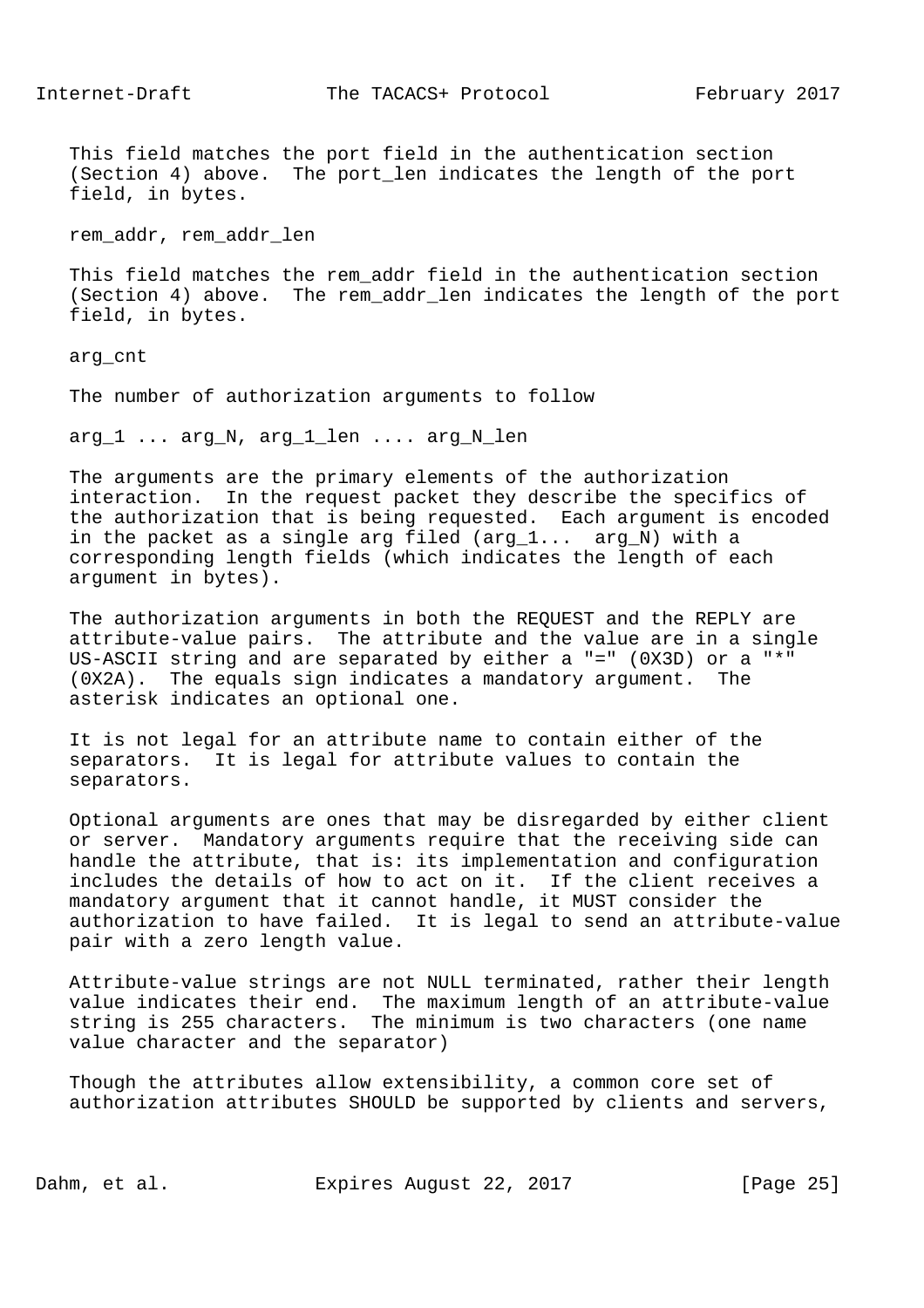This field matches the port field in the authentication section (Section 4) above. The port_len indicates the length of the port field, in bytes.

rem_addr, rem_addr_len

This field matches the rem_addr field in the authentication section (Section 4) above. The rem_addr_len indicates the length of the port field, in bytes.

arg_cnt

The number of authorization arguments to follow

arg_1 ... arg_N, arg_1_len .... arg_N_len

The arguments are the primary elements of the authorization interaction. In the request packet they describe the specifics of the authorization that is being requested. Each argument is encoded in the packet as a single arg filed (arg_1... arg_N) with a corresponding length fields (which indicates the length of each argument in bytes).

The authorization arguments in both the REQUEST and the REPLY are attribute-value pairs. The attribute and the value are in a single US-ASCII string and are separated by either a "=" (0X3D) or a "*" (0X2A). The equals sign indicates a mandatory argument. The asterisk indicates an optional one.

It is not legal for an attribute name to contain either of the separators. It is legal for attribute values to contain the separators.

Optional arguments are ones that may be disregarded by either client or server. Mandatory arguments require that the receiving side can handle the attribute, that is: its implementation and configuration includes the details of how to act on it. If the client receives a mandatory argument that it cannot handle, it MUST consider the authorization to have failed. It is legal to send an attribute-value pair with a zero length value.

Attribute-value strings are not NULL terminated, rather their length value indicates their end. The maximum length of an attribute-value string is 255 characters. The minimum is two characters (one name value character and the separator)

Though the attributes allow extensibility, a common core set of authorization attributes SHOULD be supported by clients and servers,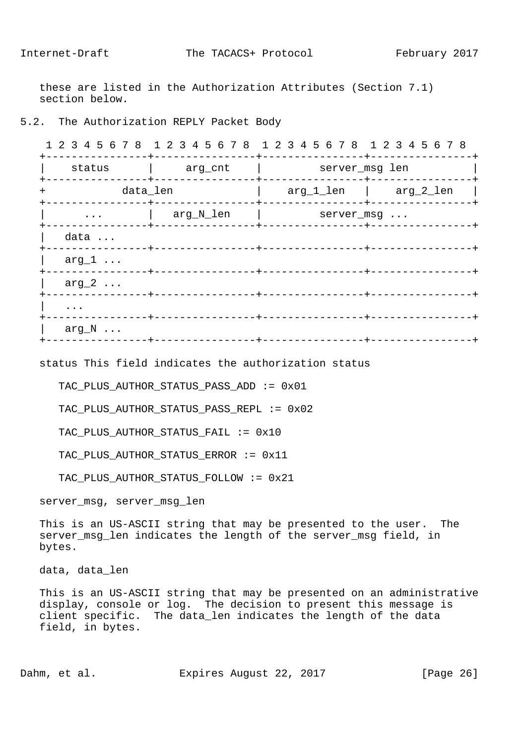these are listed in the Authorization Attributes (Section 7.1) section below.

## 5.2. The Authorization REPLY Packet Body

```
 1 2 3 4 5 6 7 8  1 2 3 4 5 6 7 8  1 2 3 4 5 6 7 8  1 2 3 4 5 6 7 8
+----------------+----------------+----------------+----------------+
|    status      |     arg_cnt    |         server_msg len          |
+----------------+----------------+----------------+----------------+
+            data_len             |    arg_1_len   |    arg_2_len   |
+----------------+----------------+----------------+----------------+
|      ...       |   arg_N_len    |         server_msg ...
+----------------+----------------+----------------+----------------+
|   data ...
+----------------+----------------+----------------+----------------+
|   arg_1 ...
+----------------+----------------+----------------+----------------+
|   arg_2 ...
+----------------+----------------+----------------+----------------+
|   ...
+----------------+----------------+----------------+----------------+
|   arg_N ...
+----------------+----------------+----------------+----------------+
```

status This field indicates the authorization status

TAC_PLUS_AUTHOR_STATUS_PASS_ADD := 0x01

TAC_PLUS_AUTHOR_STATUS_PASS_REPL := 0x02

TAC_PLUS_AUTHOR_STATUS_FAIL := 0x10

TAC_PLUS_AUTHOR_STATUS_ERROR := 0x11

TAC_PLUS_AUTHOR_STATUS_FOLLOW := 0x21

server_msg, server_msg_len

This is an US-ASCII string that may be presented to the user. The server_msg_len indicates the length of the server_msg field, in bytes.

data, data_len

This is an US-ASCII string that may be presented on an administrative display, console or log. The decision to present this message is client specific. The data_len indicates the length of the data field, in bytes.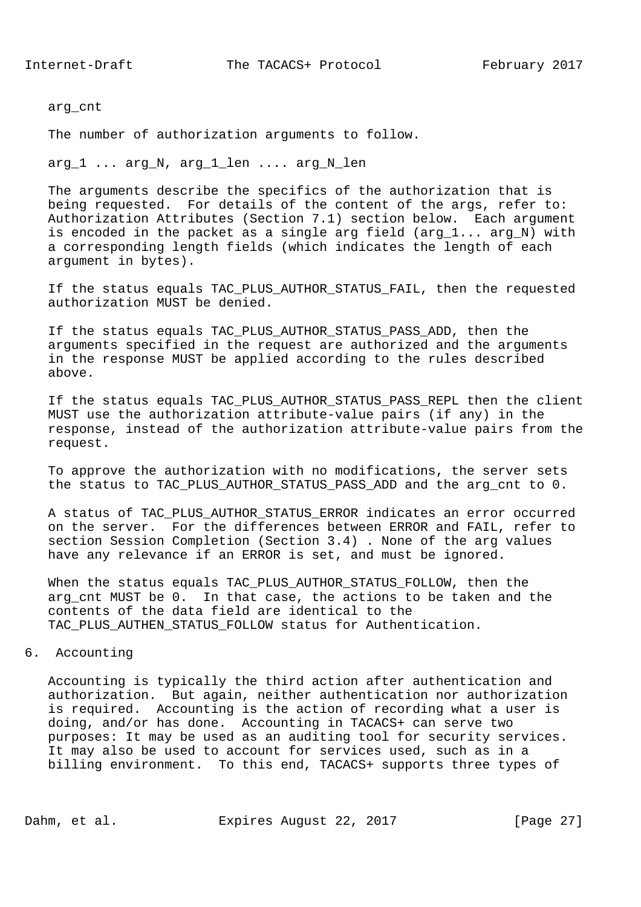arg_cnt

The number of authorization arguments to follow.

arg_1 ... arg_N, arg_1_len .... arg_N_len

The arguments describe the specifics of the authorization that is being requested. For details of the content of the args, refer to: Authorization Attributes (Section 7.1) section below. Each argument is encoded in the packet as a single arg field (arg_1... arg_N) with a corresponding length fields (which indicates the length of each argument in bytes).

If the status equals TAC_PLUS_AUTHOR_STATUS_FAIL, then the requested authorization MUST be denied.

If the status equals TAC_PLUS_AUTHOR_STATUS_PASS_ADD, then the arguments specified in the request are authorized and the arguments in the response MUST be applied according to the rules described above.

If the status equals TAC_PLUS_AUTHOR_STATUS_PASS_REPL then the client MUST use the authorization attribute-value pairs (if any) in the response, instead of the authorization attribute-value pairs from the request.

To approve the authorization with no modifications, the server sets the status to TAC_PLUS_AUTHOR_STATUS_PASS_ADD and the arg_cnt to 0.

A status of TAC_PLUS_AUTHOR_STATUS_ERROR indicates an error occurred on the server. For the differences between ERROR and FAIL, refer to section Session Completion (Section 3.4) . None of the arg values have any relevance if an ERROR is set, and must be ignored.

When the status equals TAC_PLUS_AUTHOR_STATUS_FOLLOW, then the arg_cnt MUST be 0. In that case, the actions to be taken and the contents of the data field are identical to the TAC_PLUS_AUTHEN_STATUS_FOLLOW status for Authentication.

# 6. Accounting

Accounting is typically the third action after authentication and authorization. But again, neither authentication nor authorization is required. Accounting is the action of recording what a user is doing, and/or has done. Accounting in TACACS+ can serve two purposes: It may be used as an auditing tool for security services. It may also be used to account for services used, such as in a billing environment. To this end, TACACS+ supports three types of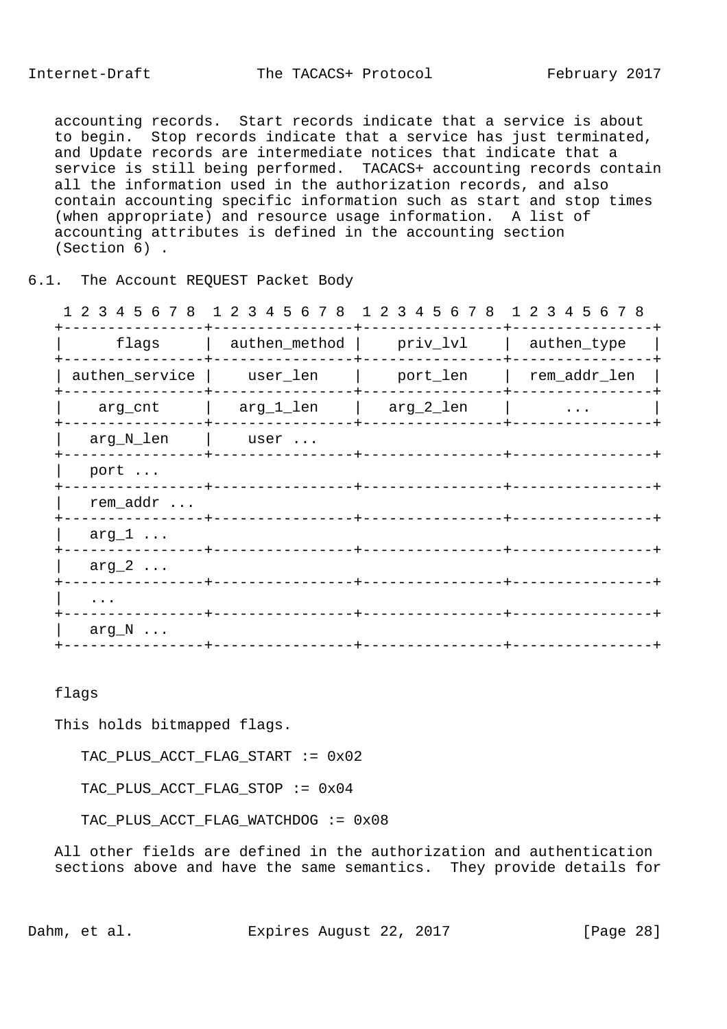accounting records. Start records indicate that a service is about to begin. Stop records indicate that a service has just terminated, and Update records are intermediate notices that indicate that a service is still being performed. TACACS+ accounting records contain all the information used in the authorization records, and also contain accounting specific information such as start and stop times (when appropriate) and resource usage information. A list of accounting attributes is defined in the accounting section (Section 6) .

## 6.1. The Account REQUEST Packet Body

```
 1 2 3 4 5 6 7 8  1 2 3 4 5 6 7 8  1 2 3 4 5 6 7 8  1 2 3 4 5 6 7 8
+----------------+----------------+----------------+----------------+
|      flags     |  authen_method |    priv_lvl    |  authen_type   |
+----------------+----------------+----------------+----------------+
| authen_service |    user_len    |    port_len    |  rem_addr_len  |
+----------------+----------------+----------------+----------------+
|    arg_cnt     |   arg_1_len    |   arg_2_len    |      ...       |
+----------------+----------------+----------------+----------------+
|   arg_N_len    |    user ...
+----------------+----------------+----------------+----------------+
|   port ...
+----------------+----------------+----------------+----------------+
|   rem_addr ...
+----------------+----------------+----------------+----------------+
|   arg_1 ...
+----------------+----------------+----------------+----------------+
|   arg_2 ...
+----------------+----------------+----------------+----------------+
|   ...
+----------------+----------------+----------------+----------------+
|   arg_N ...
+----------------+----------------+----------------+----------------+
```

flags

This holds bitmapped flags.

TAC_PLUS_ACCT_FLAG_START := 0x02

TAC_PLUS_ACCT_FLAG_STOP := 0x04

TAC_PLUS_ACCT_FLAG_WATCHDOG := 0x08

All other fields are defined in the authorization and authentication sections above and have the same semantics. They provide details for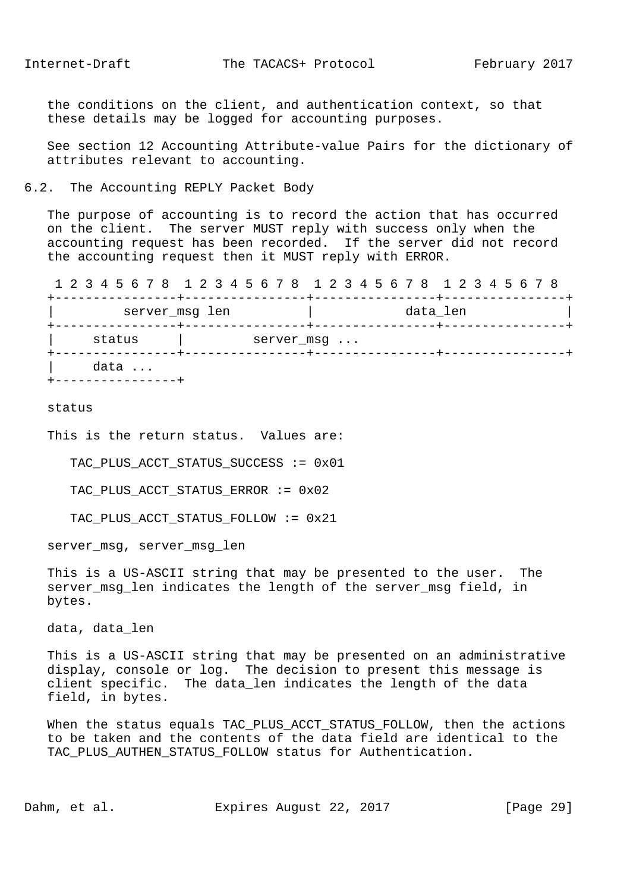the conditions on the client, and authentication context, so that these details may be logged for accounting purposes.

See section 12 Accounting Attribute-value Pairs for the dictionary of attributes relevant to accounting.

## 6.2. The Accounting REPLY Packet Body

The purpose of accounting is to record the action that has occurred on the client. The server MUST reply with success only when the accounting request has been recorded. If the server did not record the accounting request then it MUST reply with ERROR.

```
 1 2 3 4 5 6 7 8  1 2 3 4 5 6 7 8  1 2 3 4 5 6 7 8  1 2 3 4 5 6 7 8
+----------------+----------------+----------------+----------------+
|         server_msg len          |            data_len             |
+----------------+----------------+----------------+----------------+
|     status     |         server_msg ...
+----------------+----------------+----------------+----------------+
|     data ...
+----------------+
```

status

This is the return status. Values are:

TAC_PLUS_ACCT_STATUS_SUCCESS := 0x01

TAC_PLUS_ACCT_STATUS_ERROR := 0x02

TAC_PLUS_ACCT_STATUS_FOLLOW := 0x21

server_msg, server_msg_len

This is a US-ASCII string that may be presented to the user. The server_msg_len indicates the length of the server_msg field, in bytes.

data, data_len

This is a US-ASCII string that may be presented on an administrative display, console or log. The decision to present this message is client specific. The data_len indicates the length of the data field, in bytes.

When the status equals TAC_PLUS_ACCT_STATUS_FOLLOW, then the actions to be taken and the contents of the data field are identical to the TAC_PLUS_AUTHEN_STATUS_FOLLOW status for Authentication.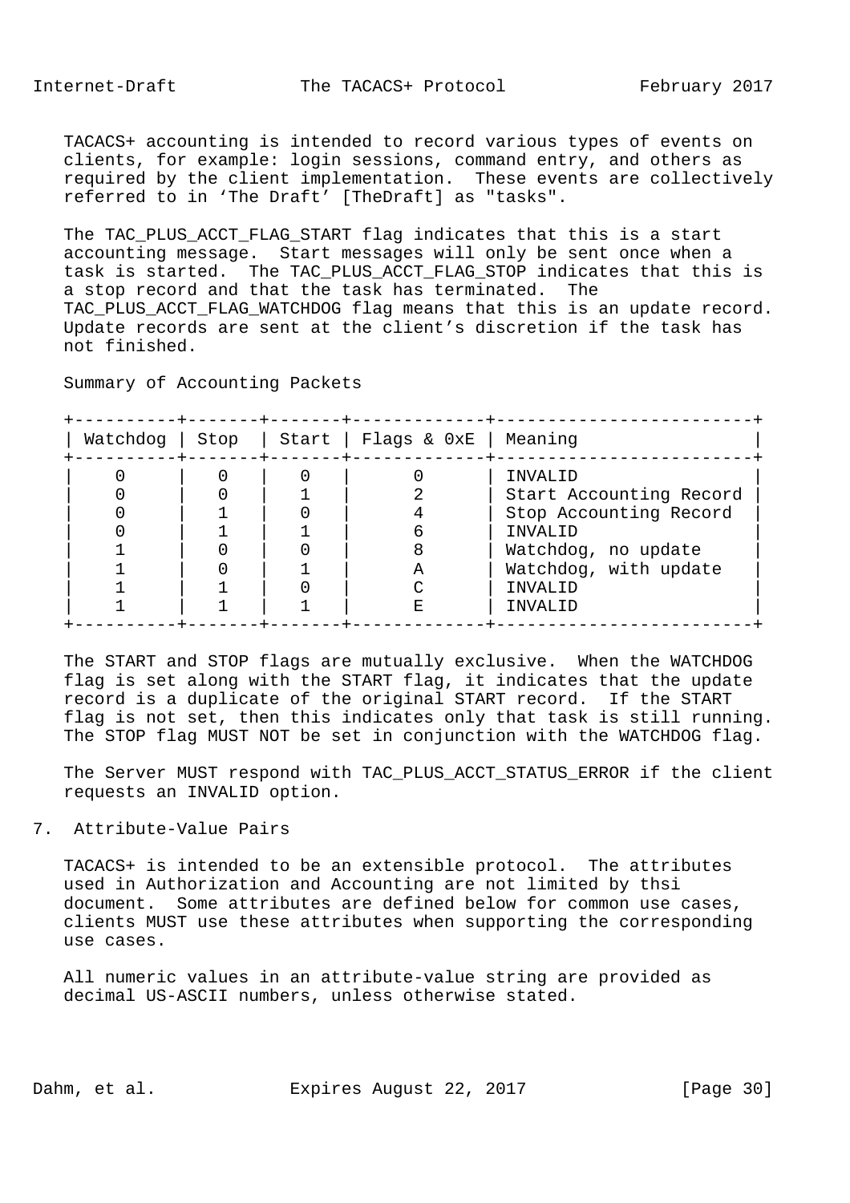TACACS+ accounting is intended to record various types of events on clients, for example: login sessions, command entry, and others as required by the client implementation. These events are collectively referred to in ‘The Draft’ [TheDraft] as "tasks".

The TAC_PLUS_ACCT_FLAG_START flag indicates that this is a start accounting message. Start messages will only be sent once when a task is started. The TAC_PLUS_ACCT_FLAG_STOP indicates that this is a stop record and that the task has terminated. The TAC_PLUS_ACCT_FLAG_WATCHDOG flag means that this is an update record. Update records are sent at the client’s discretion if the task has not finished.

Summary of Accounting Packets

| Watchdog | Stop | Start | Flags & 0xE | Meaning |
|---|---|---|---|---|
| 0 | 0 | 0 | 0 | INVALID |
| 0 | 0 | 1 | 2 | Start Accounting Record |
| 0 | 1 | 0 | 4 | Stop Accounting Record |
| 0 | 1 | 1 | 6 | INVALID |
| 1 | 0 | 0 | 8 | Watchdog, no update |
| 1 | 0 | 1 | A | Watchdog, with update |
| 1 | 1 | 0 | C | INVALID |
| 1 | 1 | 1 | E | INVALID |

The START and STOP flags are mutually exclusive. When the WATCHDOG flag is set along with the START flag, it indicates that the update record is a duplicate of the original START record. If the START flag is not set, then this indicates only that task is still running. The STOP flag MUST NOT be set in conjunction with the WATCHDOG flag.

The Server MUST respond with TAC_PLUS_ACCT_STATUS_ERROR if the client requests an INVALID option.

## 7. Attribute-Value Pairs

TACACS+ is intended to be an extensible protocol. The attributes used in Authorization and Accounting are not limited by thsi document. Some attributes are defined below for common use cases, clients MUST use these attributes when supporting the corresponding use cases.

All numeric values in an attribute-value string are provided as decimal US-ASCII numbers, unless otherwise stated.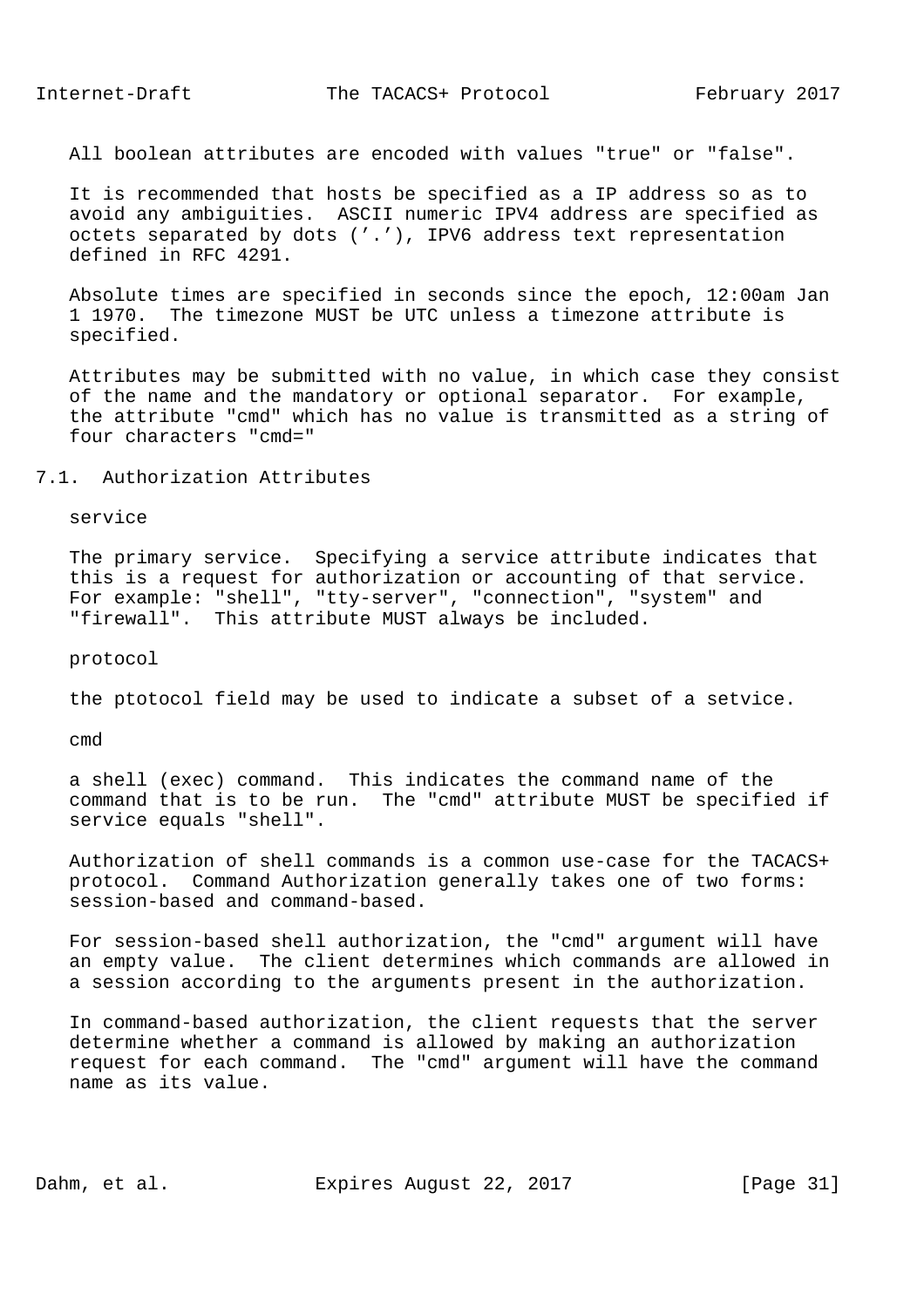All boolean attributes are encoded with values "true" or "false".

It is recommended that hosts be specified as a IP address so as to avoid any ambiguities. ASCII numeric IPV4 address are specified as octets separated by dots ('.'), IPV6 address text representation defined in RFC 4291.

Absolute times are specified in seconds since the epoch, 12:00am Jan 1 1970. The timezone MUST be UTC unless a timezone attribute is specified.

Attributes may be submitted with no value, in which case they consist of the name and the mandatory or optional separator. For example, the attribute "cmd" which has no value is transmitted as a string of four characters "cmd="

## 7.1. Authorization Attributes

service

The primary service. Specifying a service attribute indicates that this is a request for authorization or accounting of that service. For example: "shell", "tty-server", "connection", "system" and "firewall". This attribute MUST always be included.

protocol

the ptotocol field may be used to indicate a subset of a setvice.

cmd

a shell (exec) command. This indicates the command name of the command that is to be run. The "cmd" attribute MUST be specified if service equals "shell".

Authorization of shell commands is a common use-case for the TACACS+ protocol. Command Authorization generally takes one of two forms: session-based and command-based.

For session-based shell authorization, the "cmd" argument will have an empty value. The client determines which commands are allowed in a session according to the arguments present in the authorization.

In command-based authorization, the client requests that the server determine whether a command is allowed by making an authorization request for each command. The "cmd" argument will have the command name as its value.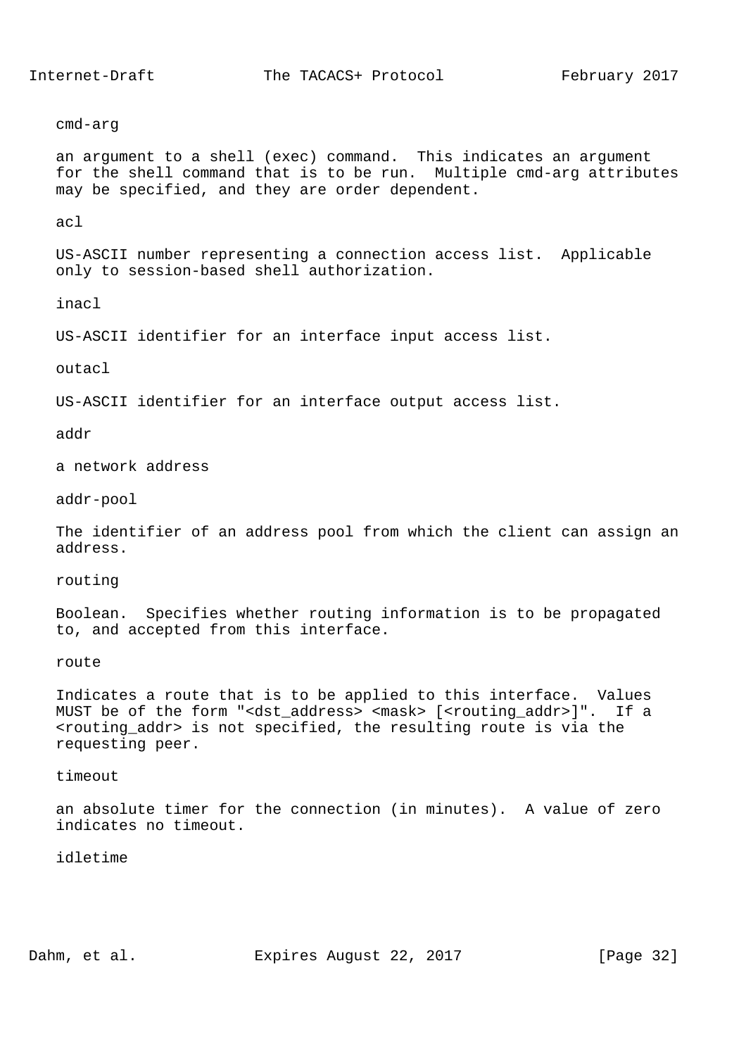cmd-arg

an argument to a shell (exec) command. This indicates an argument for the shell command that is to be run. Multiple cmd-arg attributes may be specified, and they are order dependent.

acl

US-ASCII number representing a connection access list. Applicable only to session-based shell authorization.

inacl

US-ASCII identifier for an interface input access list.

outacl

US-ASCII identifier for an interface output access list.

addr

a network address

addr-pool

The identifier of an address pool from which the client can assign an address.

routing

Boolean. Specifies whether routing information is to be propagated to, and accepted from this interface.

route

Indicates a route that is to be applied to this interface. Values MUST be of the form "<dst_address> <mask> [<routing_addr>]". If a <routing_addr> is not specified, the resulting route is via the requesting peer.

timeout

an absolute timer for the connection (in minutes). A value of zero indicates no timeout.

idletime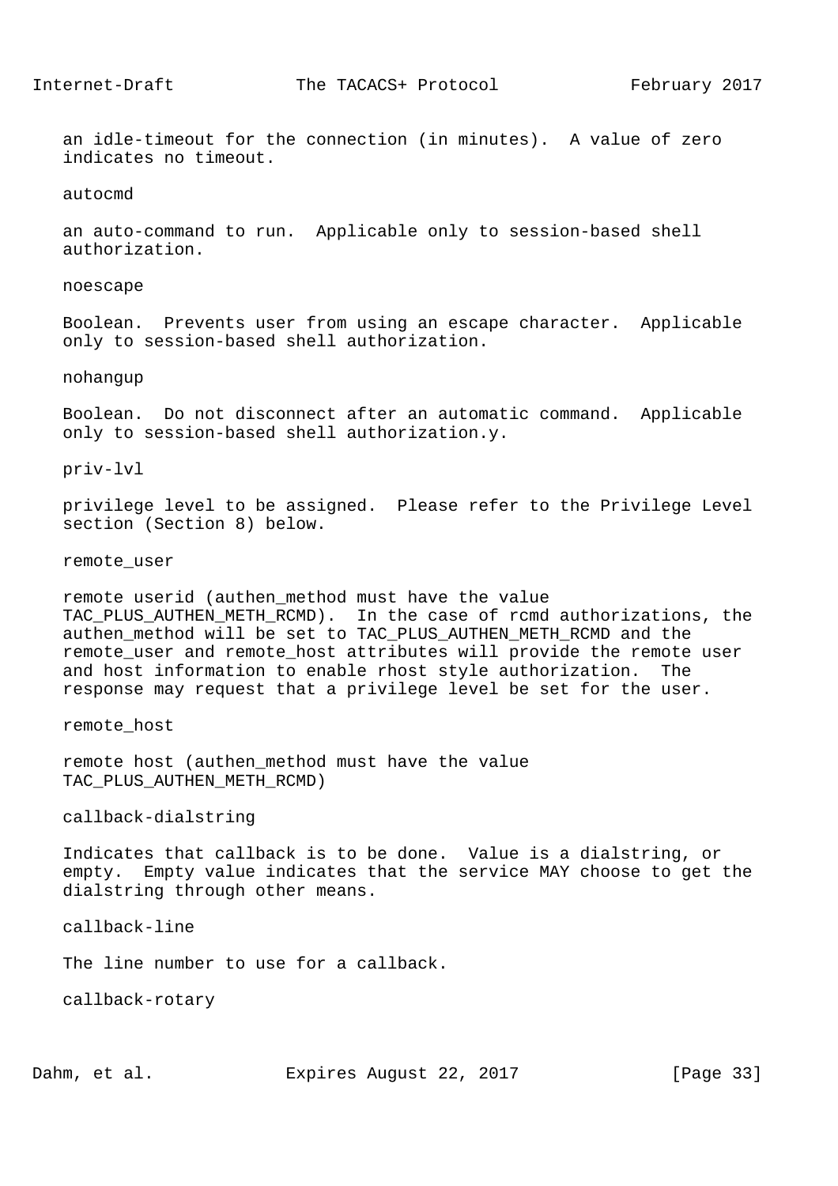an idle-timeout for the connection (in minutes). A value of zero indicates no timeout.

autocmd

an auto-command to run. Applicable only to session-based shell authorization.

noescape

Boolean. Prevents user from using an escape character. Applicable only to session-based shell authorization.

nohangup

Boolean. Do not disconnect after an automatic command. Applicable only to session-based shell authorization.y.

priv-lvl

privilege level to be assigned. Please refer to the Privilege Level section (Section 8) below.

remote_user

remote userid (authen_method must have the value TAC_PLUS_AUTHEN_METH_RCMD). In the case of rcmd authorizations, the authen_method will be set to TAC_PLUS_AUTHEN_METH_RCMD and the remote_user and remote_host attributes will provide the remote user and host information to enable rhost style authorization. The response may request that a privilege level be set for the user.

remote_host

remote host (authen_method must have the value TAC_PLUS_AUTHEN_METH_RCMD)

callback-dialstring

Indicates that callback is to be done. Value is a dialstring, or empty. Empty value indicates that the service MAY choose to get the dialstring through other means.

callback-line

The line number to use for a callback.

callback-rotary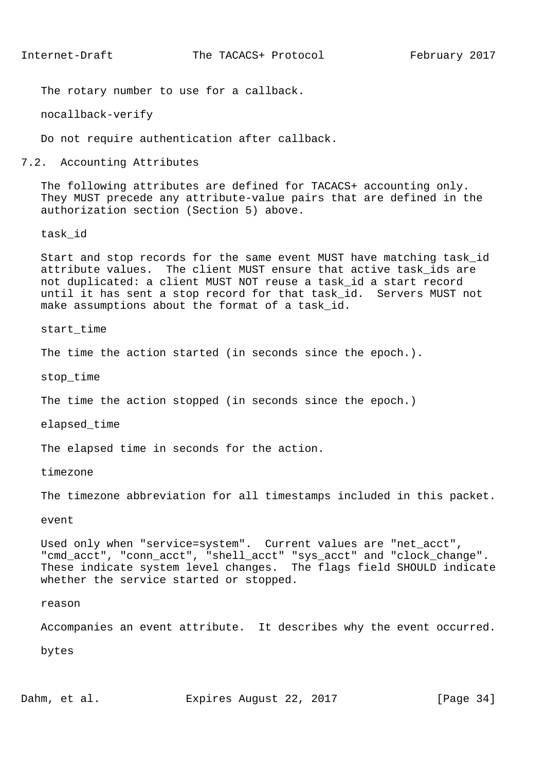The rotary number to use for a callback.

nocallback-verify

Do not require authentication after callback.

## 7.2. Accounting Attributes

The following attributes are defined for TACACS+ accounting only. They MUST precede any attribute-value pairs that are defined in the authorization section (Section 5) above.

task_id

Start and stop records for the same event MUST have matching task_id attribute values. The client MUST ensure that active task_ids are not duplicated: a client MUST NOT reuse a task_id a start record until it has sent a stop record for that task_id. Servers MUST not make assumptions about the format of a task_id.

start_time

The time the action started (in seconds since the epoch.).

stop_time

The time the action stopped (in seconds since the epoch.)

elapsed_time

The elapsed time in seconds for the action.

timezone

The timezone abbreviation for all timestamps included in this packet.

event

Used only when "service=system". Current values are "net_acct", "cmd_acct", "conn_acct", "shell_acct" "sys_acct" and "clock_change". These indicate system level changes. The flags field SHOULD indicate whether the service started or stopped.

reason

Accompanies an event attribute. It describes why the event occurred.

bytes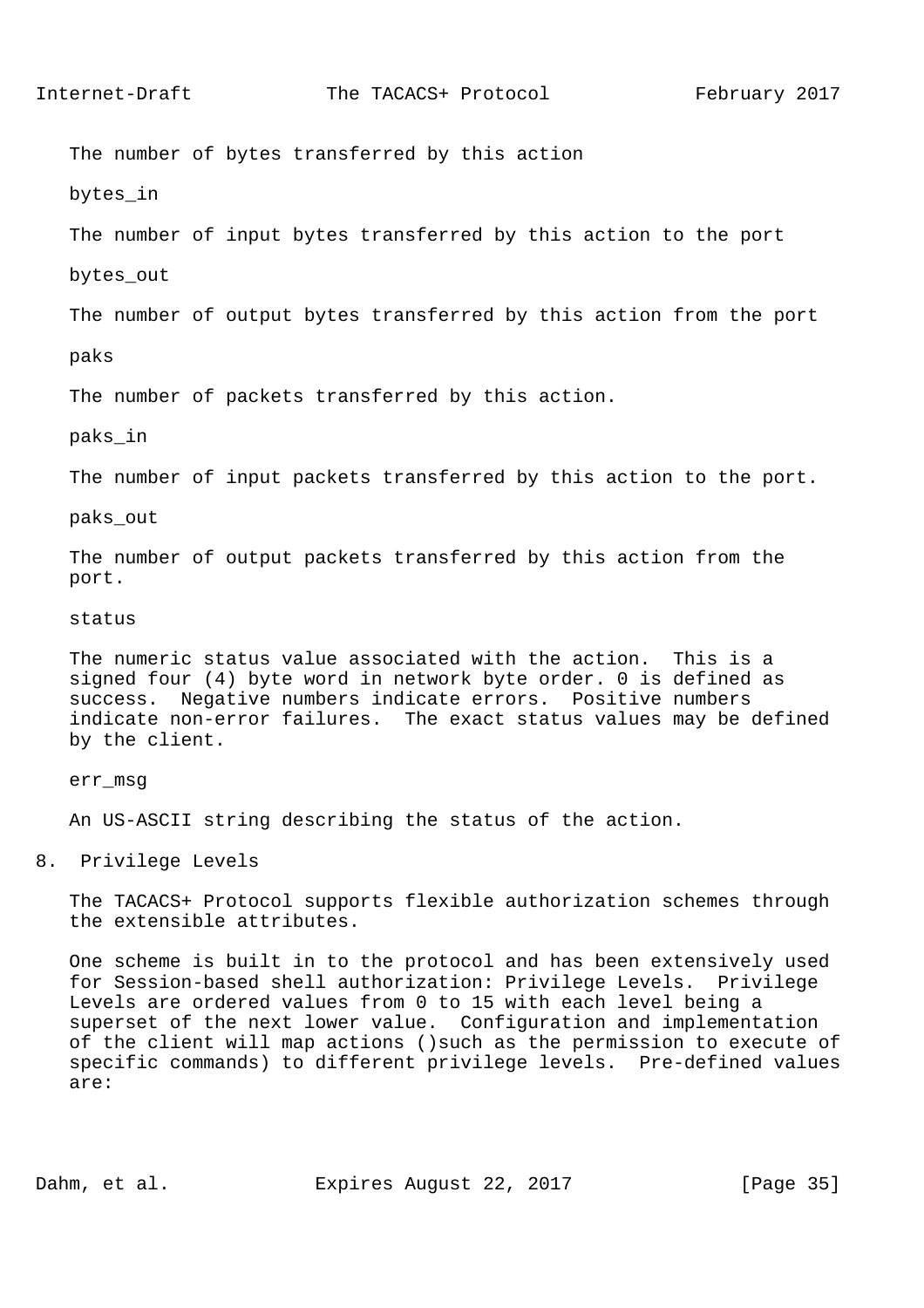The number of bytes transferred by this action

bytes_in

The number of input bytes transferred by this action to the port

bytes_out

The number of output bytes transferred by this action from the port

paks

The number of packets transferred by this action.

paks_in

The number of input packets transferred by this action to the port.

paks_out

The number of output packets transferred by this action from the port.

status

The numeric status value associated with the action. This is a signed four (4) byte word in network byte order. 0 is defined as success. Negative numbers indicate errors. Positive numbers indicate non-error failures. The exact status values may be defined by the client.

err_msg

An US-ASCII string describing the status of the action.

## 8. Privilege Levels

The TACACS+ Protocol supports flexible authorization schemes through the extensible attributes.

One scheme is built in to the protocol and has been extensively used for Session-based shell authorization: Privilege Levels. Privilege Levels are ordered values from 0 to 15 with each level being a superset of the next lower value. Configuration and implementation of the client will map actions ()such as the permission to execute of specific commands) to different privilege levels. Pre-defined values are: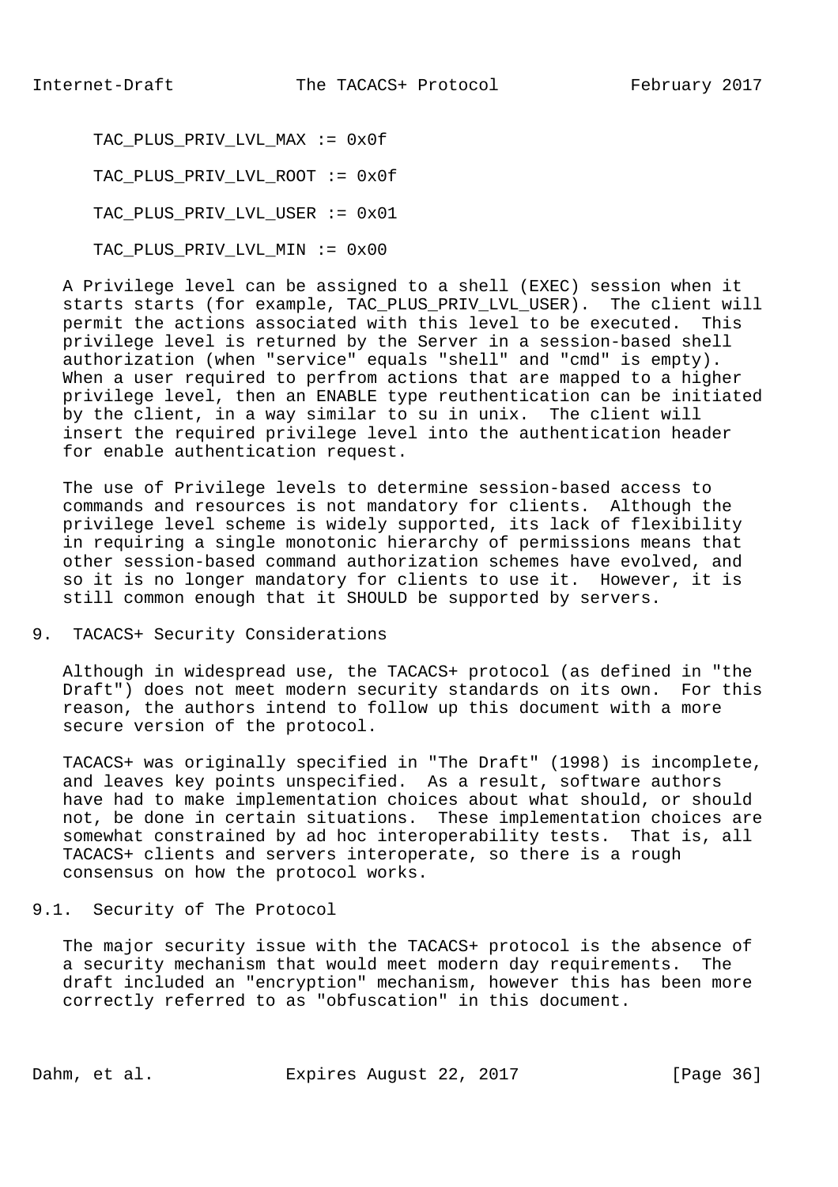```
TAC_PLUS_PRIV_LVL_MAX := 0x0f

TAC_PLUS_PRIV_LVL_ROOT := 0x0f

TAC_PLUS_PRIV_LVL_USER := 0x01

TAC_PLUS_PRIV_LVL_MIN := 0x00
```

A Privilege level can be assigned to a shell (EXEC) session when it starts starts (for example, TAC_PLUS_PRIV_LVL_USER). The client will permit the actions associated with this level to be executed. This privilege level is returned by the Server in a session-based shell authorization (when "service" equals "shell" and "cmd" is empty). When a user required to perfrom actions that are mapped to a higher privilege level, then an ENABLE type reuthentication can be initiated by the client, in a way similar to su in unix. The client will insert the required privilege level into the authentication header for enable authentication request.

The use of Privilege levels to determine session-based access to commands and resources is not mandatory for clients. Although the privilege level scheme is widely supported, its lack of flexibility in requiring a single monotonic hierarchy of permissions means that other session-based command authorization schemes have evolved, and so it is no longer mandatory for clients to use it. However, it is still common enough that it SHOULD be supported by servers.

## 9. TACACS+ Security Considerations

Although in widespread use, the TACACS+ protocol (as defined in "the Draft") does not meet modern security standards on its own. For this reason, the authors intend to follow up this document with a more secure version of the protocol.

TACACS+ was originally specified in "The Draft" (1998) is incomplete, and leaves key points unspecified. As a result, software authors have had to make implementation choices about what should, or should not, be done in certain situations. These implementation choices are somewhat constrained by ad hoc interoperability tests. That is, all TACACS+ clients and servers interoperate, so there is a rough consensus on how the protocol works.

### 9.1. Security of The Protocol

The major security issue with the TACACS+ protocol is the absence of a security mechanism that would meet modern day requirements. The draft included an "encryption" mechanism, however this has been more correctly referred to as "obfuscation" in this document.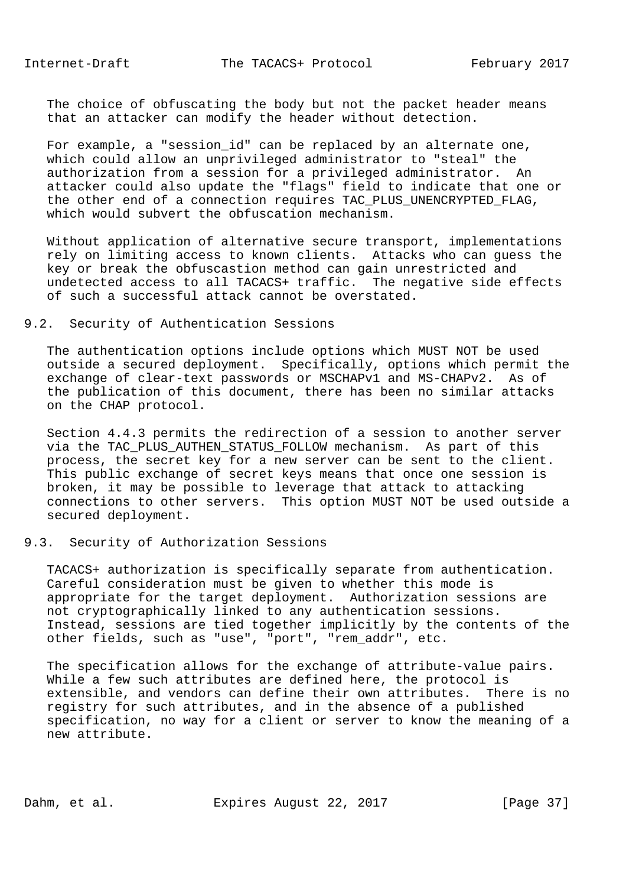The choice of obfuscating the body but not the packet header means that an attacker can modify the header without detection.

For example, a "session_id" can be replaced by an alternate one, which could allow an unprivileged administrator to "steal" the authorization from a session for a privileged administrator. An attacker could also update the "flags" field to indicate that one or the other end of a connection requires TAC_PLUS_UNENCRYPTED_FLAG, which would subvert the obfuscation mechanism.

Without application of alternative secure transport, implementations rely on limiting access to known clients. Attacks who can guess the key or break the obfuscastion method can gain unrestricted and undetected access to all TACACS+ traffic. The negative side effects of such a successful attack cannot be overstated.

## 9.2. Security of Authentication Sessions

The authentication options include options which MUST NOT be used outside a secured deployment. Specifically, options which permit the exchange of clear-text passwords or MSCHAPv1 and MS-CHAPv2. As of the publication of this document, there has been no similar attacks on the CHAP protocol.

Section 4.4.3 permits the redirection of a session to another server via the TAC_PLUS_AUTHEN_STATUS_FOLLOW mechanism. As part of this process, the secret key for a new server can be sent to the client. This public exchange of secret keys means that once one session is broken, it may be possible to leverage that attack to attacking connections to other servers. This option MUST NOT be used outside a secured deployment.

## 9.3. Security of Authorization Sessions

TACACS+ authorization is specifically separate from authentication. Careful consideration must be given to whether this mode is appropriate for the target deployment. Authorization sessions are not cryptographically linked to any authentication sessions. Instead, sessions are tied together implicitly by the contents of the other fields, such as "use", "port", "rem_addr", etc.

The specification allows for the exchange of attribute-value pairs. While a few such attributes are defined here, the protocol is extensible, and vendors can define their own attributes. There is no registry for such attributes, and in the absence of a published specification, no way for a client or server to know the meaning of a new attribute.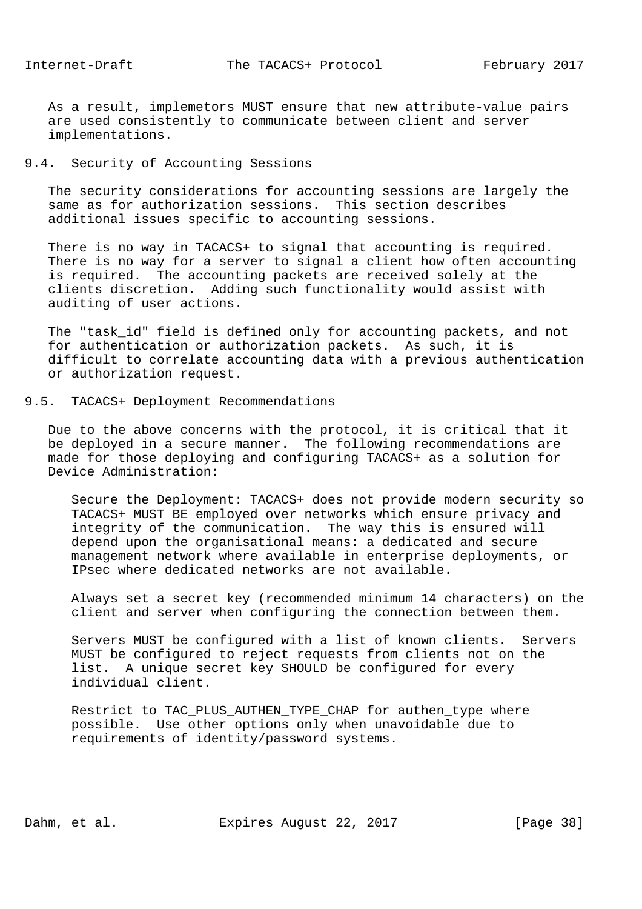As a result, implemetors MUST ensure that new attribute-value pairs are used consistently to communicate between client and server implementations.

### 9.4. Security of Accounting Sessions

The security considerations for accounting sessions are largely the same as for authorization sessions. This section describes additional issues specific to accounting sessions.

There is no way in TACACS+ to signal that accounting is required. There is no way for a server to signal a client how often accounting is required. The accounting packets are received solely at the clients discretion. Adding such functionality would assist with auditing of user actions.

The "task_id" field is defined only for accounting packets, and not for authentication or authorization packets. As such, it is difficult to correlate accounting data with a previous authentication or authorization request.

### 9.5. TACACS+ Deployment Recommendations

Due to the above concerns with the protocol, it is critical that it be deployed in a secure manner. The following recommendations are made for those deploying and configuring TACACS+ as a solution for Device Administration:

Secure the Deployment: TACACS+ does not provide modern security so TACACS+ MUST BE employed over networks which ensure privacy and integrity of the communication. The way this is ensured will depend upon the organisational means: a dedicated and secure management network where available in enterprise deployments, or IPsec where dedicated networks are not available.

Always set a secret key (recommended minimum 14 characters) on the client and server when configuring the connection between them.

Servers MUST be configured with a list of known clients. Servers MUST be configured to reject requests from clients not on the list. A unique secret key SHOULD be configured for every individual client.

Restrict to TAC_PLUS_AUTHEN_TYPE_CHAP for authen_type where possible. Use other options only when unavoidable due to requirements of identity/password systems.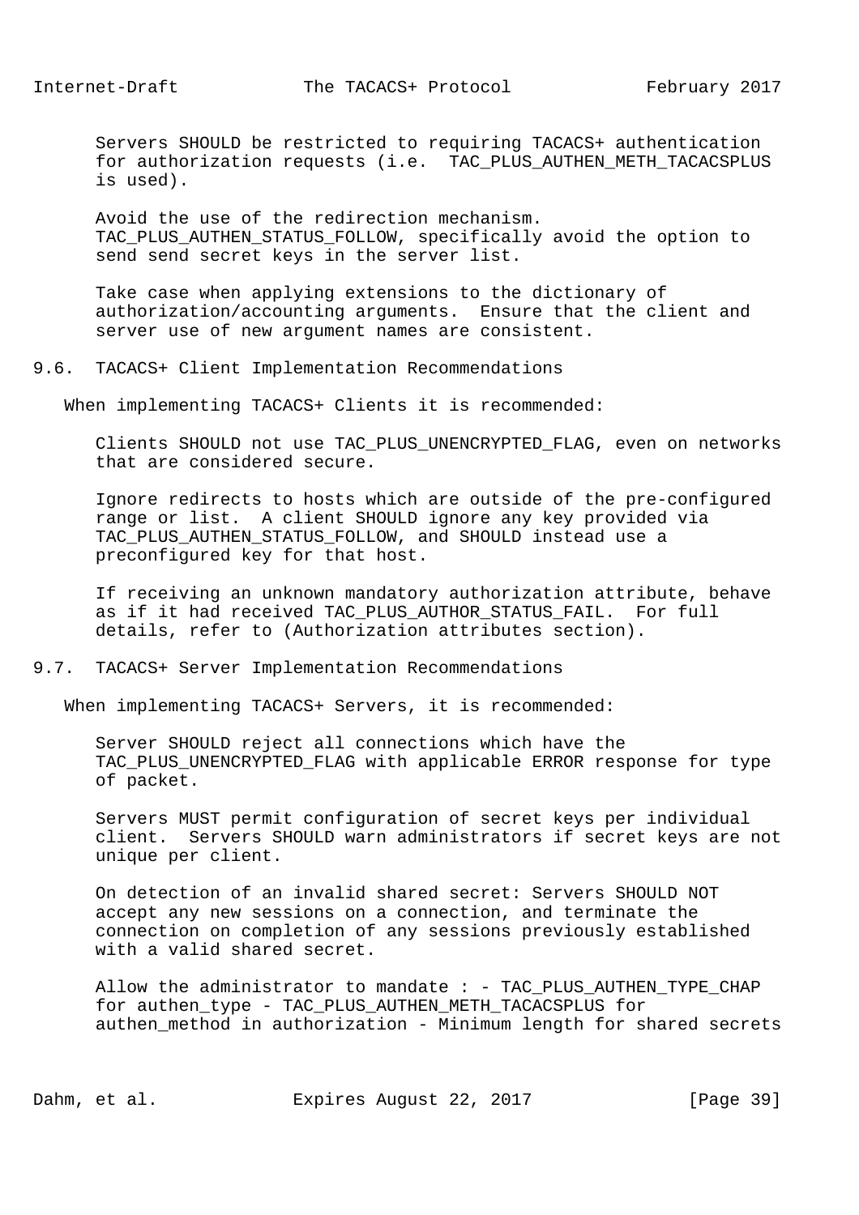Servers SHOULD be restricted to requiring TACACS+ authentication for authorization requests (i.e. TAC_PLUS_AUTHEN_METH_TACACSPLUS is used).

Avoid the use of the redirection mechanism. TAC_PLUS_AUTHEN_STATUS_FOLLOW, specifically avoid the option to send send secret keys in the server list.

Take case when applying extensions to the dictionary of authorization/accounting arguments. Ensure that the client and server use of new argument names are consistent.

## 9.6. TACACS+ Client Implementation Recommendations

When implementing TACACS+ Clients it is recommended:

Clients SHOULD not use TAC_PLUS_UNENCRYPTED_FLAG, even on networks that are considered secure.

Ignore redirects to hosts which are outside of the pre-configured range or list. A client SHOULD ignore any key provided via TAC_PLUS_AUTHEN_STATUS_FOLLOW, and SHOULD instead use a preconfigured key for that host.

If receiving an unknown mandatory authorization attribute, behave as if it had received TAC_PLUS_AUTHOR_STATUS_FAIL. For full details, refer to (Authorization attributes section).

## 9.7. TACACS+ Server Implementation Recommendations

When implementing TACACS+ Servers, it is recommended:

Server SHOULD reject all connections which have the TAC_PLUS_UNENCRYPTED_FLAG with applicable ERROR response for type of packet.

Servers MUST permit configuration of secret keys per individual client. Servers SHOULD warn administrators if secret keys are not unique per client.

On detection of an invalid shared secret: Servers SHOULD NOT accept any new sessions on a connection, and terminate the connection on completion of any sessions previously established with a valid shared secret.

Allow the administrator to mandate : - TAC_PLUS_AUTHEN_TYPE_CHAP for authen_type - TAC_PLUS_AUTHEN_METH_TACACSPLUS for authen_method in authorization - Minimum length for shared secrets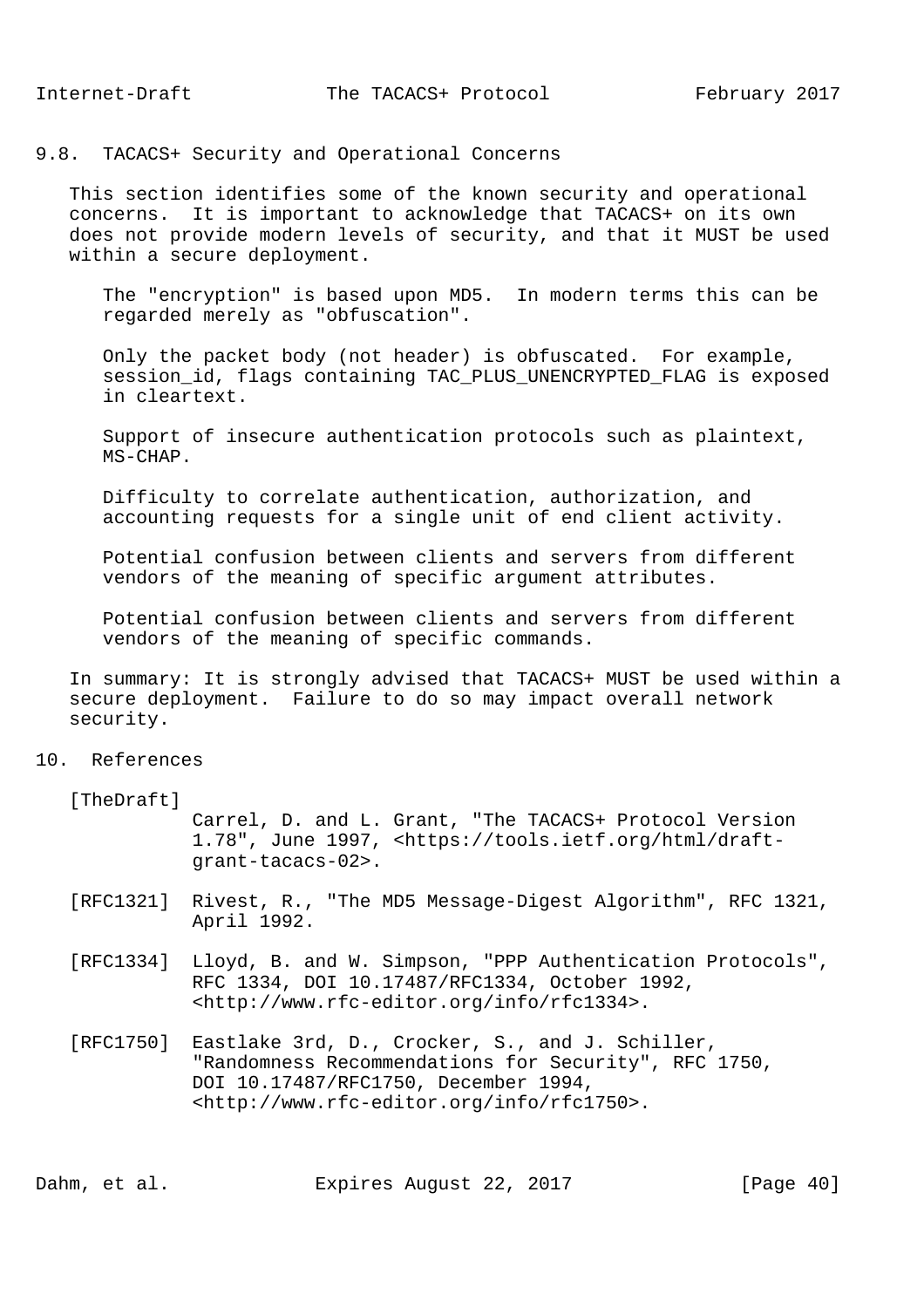## 9.8. TACACS+ Security and Operational Concerns

This section identifies some of the known security and operational concerns. It is important to acknowledge that TACACS+ on its own does not provide modern levels of security, and that it MUST be used within a secure deployment.

The "encryption" is based upon MD5. In modern terms this can be regarded merely as "obfuscation".

Only the packet body (not header) is obfuscated. For example, session_id, flags containing TAC_PLUS_UNENCRYPTED_FLAG is exposed in cleartext.

Support of insecure authentication protocols such as plaintext, MS-CHAP.

Difficulty to correlate authentication, authorization, and accounting requests for a single unit of end client activity.

Potential confusion between clients and servers from different vendors of the meaning of specific argument attributes.

Potential confusion between clients and servers from different vendors of the meaning of specific commands.

In summary: It is strongly advised that TACACS+ MUST be used within a secure deployment. Failure to do so may impact overall network security.

# 10. References

[TheDraft] Carrel, D. and L. Grant, "The TACACS+ Protocol Version 1.78", June 1997, <https://tools.ietf.org/html/draft-grant-tacacs-02>.

[RFC1321] Rivest, R., "The MD5 Message-Digest Algorithm", RFC 1321, April 1992.

[RFC1334] Lloyd, B. and W. Simpson, "PPP Authentication Protocols", RFC 1334, DOI 10.17487/RFC1334, October 1992, <http://www.rfc-editor.org/info/rfc1334>.

[RFC1750] Eastlake 3rd, D., Crocker, S., and J. Schiller, "Randomness Recommendations for Security", RFC 1750, DOI 10.17487/RFC1750, December 1994, <http://www.rfc-editor.org/info/rfc1750>.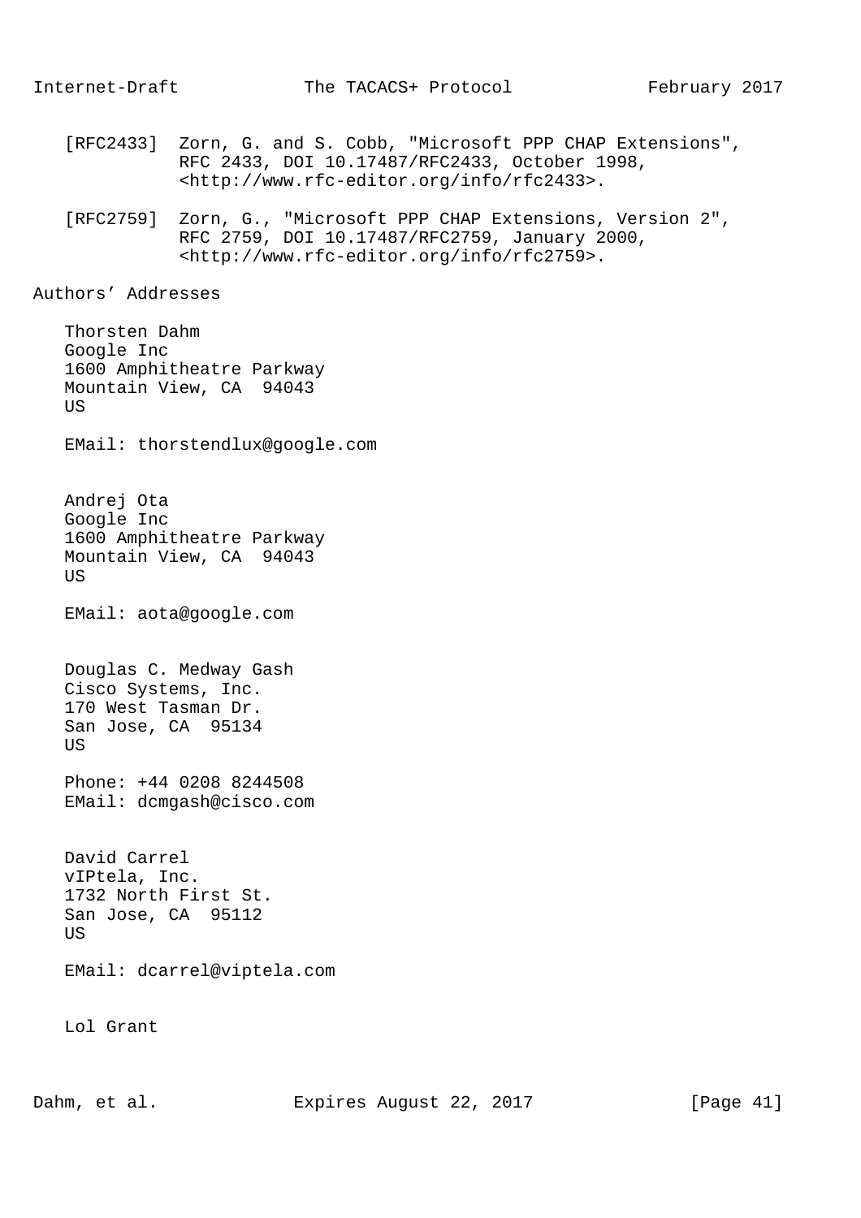[RFC2433] Zorn, G. and S. Cobb, "Microsoft PPP CHAP Extensions", RFC 2433, DOI 10.17487/RFC2433, October 1998, <http://www.rfc-editor.org/info/rfc2433>.

[RFC2759] Zorn, G., "Microsoft PPP CHAP Extensions, Version 2", RFC 2759, DOI 10.17487/RFC2759, January 2000, <http://www.rfc-editor.org/info/rfc2759>.

## Authors' Addresses

Thorsten Dahm
Google Inc
1600 Amphitheatre Parkway
Mountain View, CA 94043
US

EMail: thorstendlux@google.com

Andrej Ota
Google Inc
1600 Amphitheatre Parkway
Mountain View, CA 94043
US

EMail: aota@google.com

Douglas C. Medway Gash
Cisco Systems, Inc.
170 West Tasman Dr.
San Jose, CA 95134
US

Phone: +44 0208 8244508
EMail: dcmgash@cisco.com

David Carrel
vIPtela, Inc.
1732 North First St.
San Jose, CA 95112
US

EMail: dcarrel@viptela.com

Lol Grant